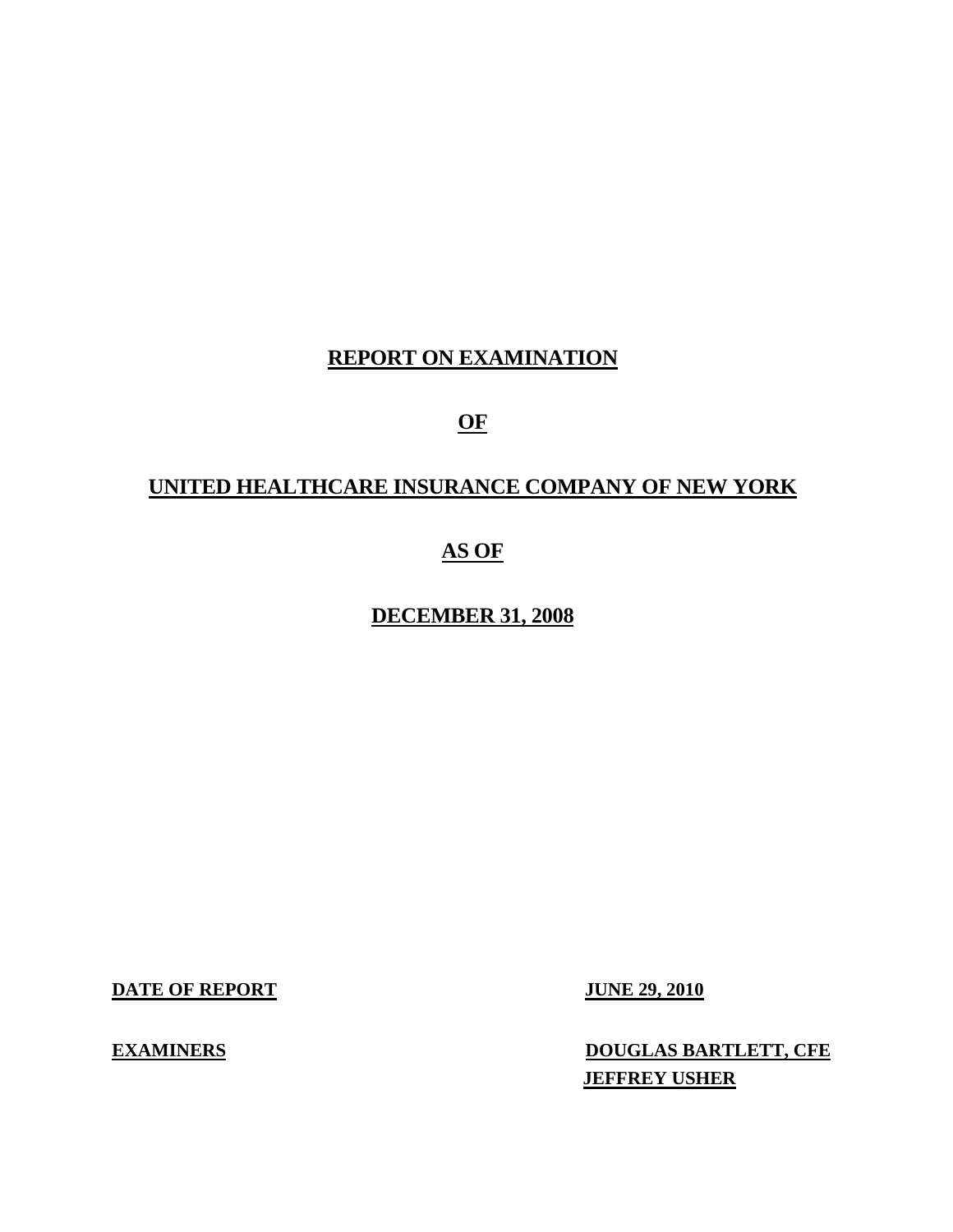# REPORT ON EXAMINATION

# OF

# UNITED HEALTHCARE INSURANCE COMPANY OF NEW YORK

# AS OF

# DECEMBER 31, 2008

| | |
|---|---|
| **DATE OF REPORT** | **JUNE 29, 2010** |
| **EXAMINERS** | **DOUGLAS BARTLETT, CFE**<br>**JEFFREY USHER** |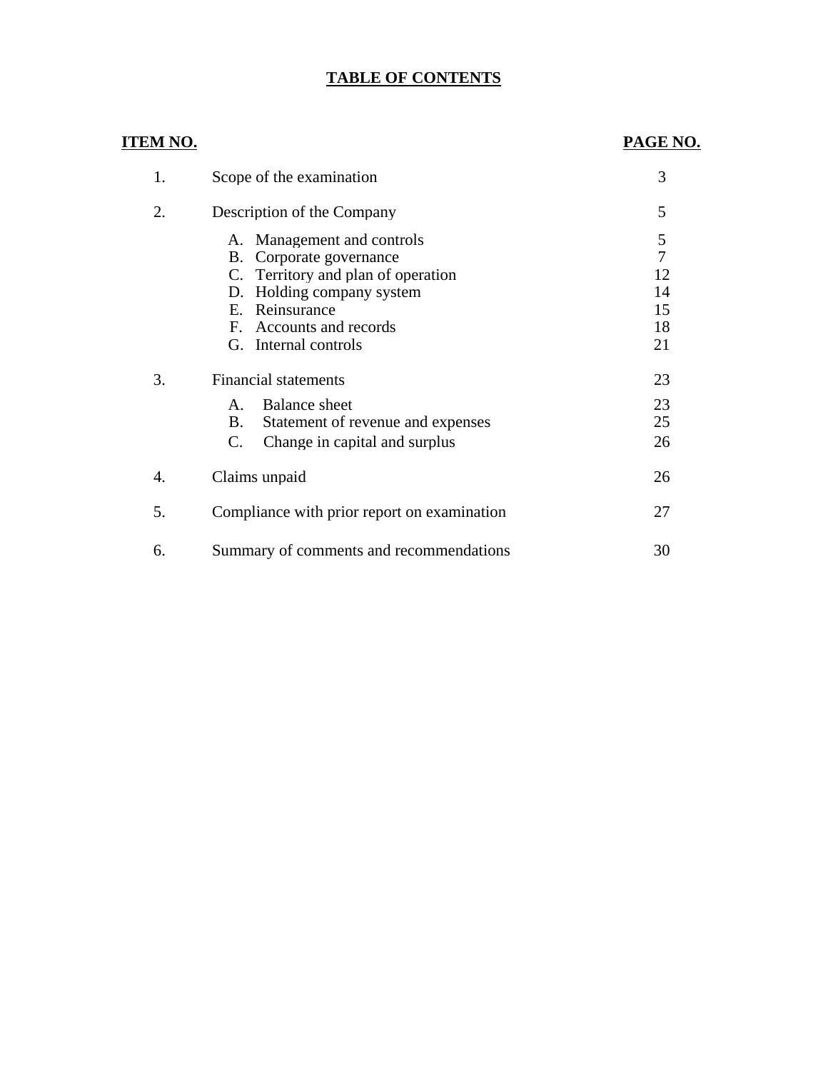# TABLE OF CONTENTS

| ITEM NO. | | PAGE NO. |
|---|---|---|
| 1. | Scope of the examination | 3 |
| 2. | Description of the Company | 5 |
| | A. Management and controls | 5 |
| | B. Corporate governance | 7 |
| | C. Territory and plan of operation | 12 |
| | D. Holding company system | 14 |
| | E. Reinsurance | 15 |
| | F. Accounts and records | 18 |
| | G. Internal controls | 21 |
| 3. | Financial statements | 23 |
| | A. Balance sheet | 23 |
| | B. Statement of revenue and expenses | 25 |
| | C. Change in capital and surplus | 26 |
| 4. | Claims unpaid | 26 |
| 5. | Compliance with prior report on examination | 27 |
| 6. | Summary of comments and recommendations | 30 |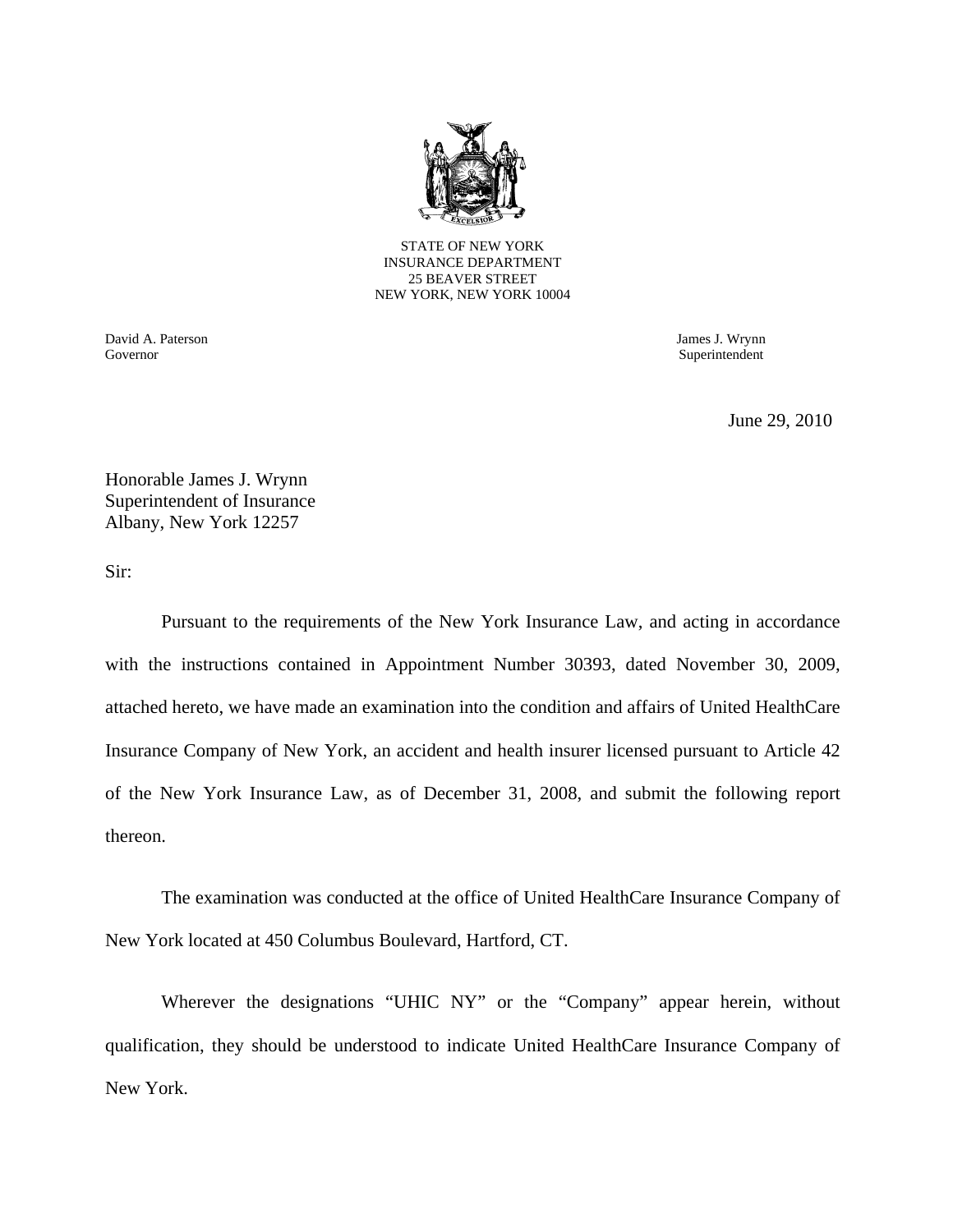STATE OF NEW YORK
INSURANCE DEPARTMENT
25 BEAVER STREET
NEW YORK, NEW YORK 10004

David A. Paterson
Governor

James J. Wrynn
Superintendent

June 29, 2010

Honorable James J. Wrynn
Superintendent of Insurance
Albany, New York 12257

Sir:

Pursuant to the requirements of the New York Insurance Law, and acting in accordance with the instructions contained in Appointment Number 30393, dated November 30, 2009, attached hereto, we have made an examination into the condition and affairs of United HealthCare Insurance Company of New York, an accident and health insurer licensed pursuant to Article 42 of the New York Insurance Law, as of December 31, 2008, and submit the following report thereon.

The examination was conducted at the office of United HealthCare Insurance Company of New York located at 450 Columbus Boulevard, Hartford, CT.

Wherever the designations "UHIC NY" or the "Company" appear herein, without qualification, they should be understood to indicate United HealthCare Insurance Company of New York.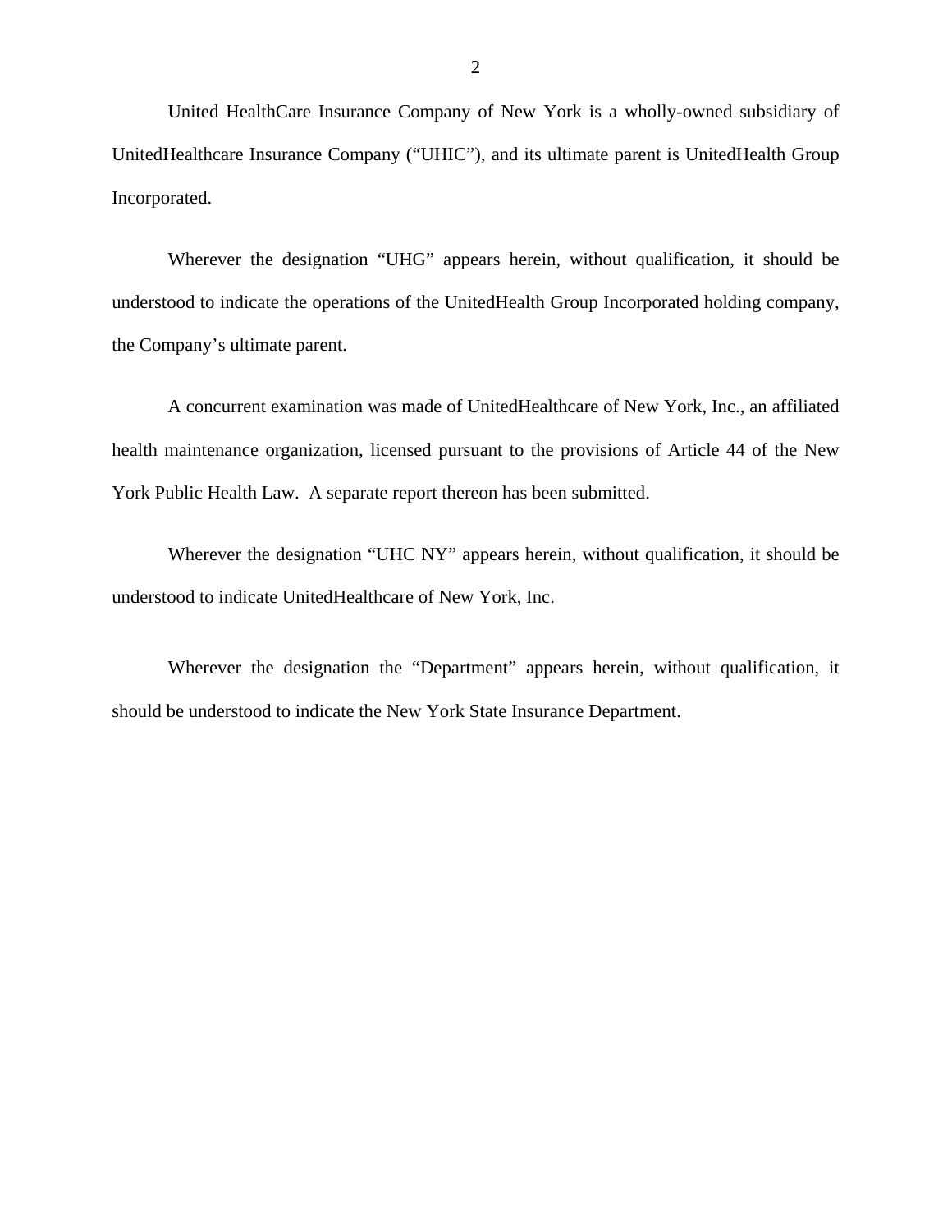United HealthCare Insurance Company of New York is a wholly-owned subsidiary of UnitedHealthcare Insurance Company ("UHIC"), and its ultimate parent is UnitedHealth Group Incorporated.

Wherever the designation "UHG" appears herein, without qualification, it should be understood to indicate the operations of the UnitedHealth Group Incorporated holding company, the Company's ultimate parent.

A concurrent examination was made of UnitedHealthcare of New York, Inc., an affiliated health maintenance organization, licensed pursuant to the provisions of Article 44 of the New York Public Health Law. A separate report thereon has been submitted.

Wherever the designation "UHC NY" appears herein, without qualification, it should be understood to indicate UnitedHealthcare of New York, Inc.

Wherever the designation the "Department" appears herein, without qualification, it should be understood to indicate the New York State Insurance Department.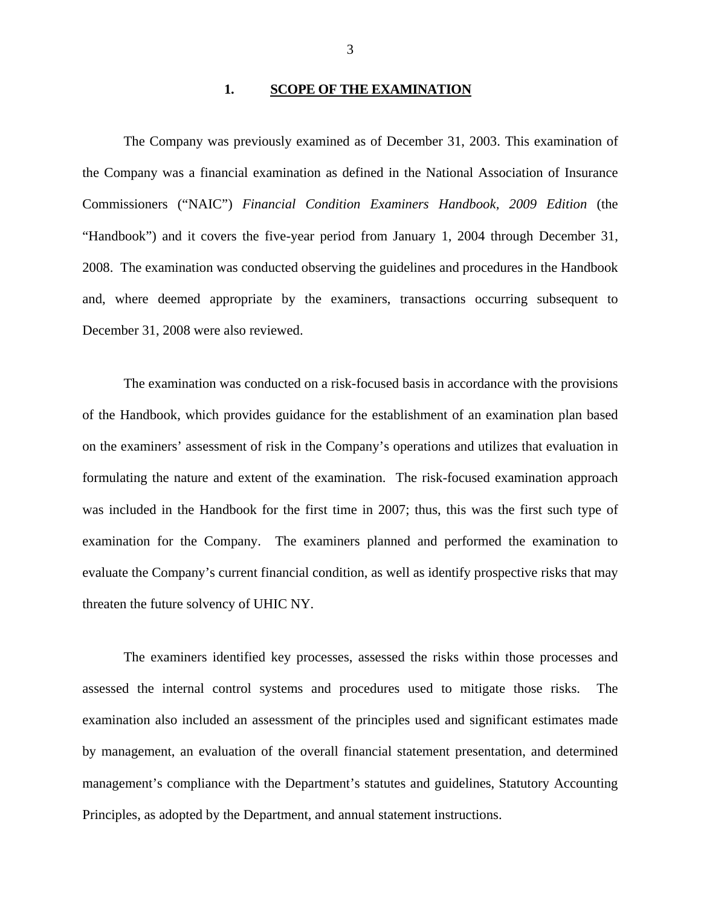## 1. SCOPE OF THE EXAMINATION

The Company was previously examined as of December 31, 2003. This examination of the Company was a financial examination as defined in the National Association of Insurance Commissioners ("NAIC") *Financial Condition Examiners Handbook, 2009 Edition* (the "Handbook") and it covers the five-year period from January 1, 2004 through December 31, 2008. The examination was conducted observing the guidelines and procedures in the Handbook and, where deemed appropriate by the examiners, transactions occurring subsequent to December 31, 2008 were also reviewed.

The examination was conducted on a risk-focused basis in accordance with the provisions of the Handbook, which provides guidance for the establishment of an examination plan based on the examiners' assessment of risk in the Company's operations and utilizes that evaluation in formulating the nature and extent of the examination. The risk-focused examination approach was included in the Handbook for the first time in 2007; thus, this was the first such type of examination for the Company. The examiners planned and performed the examination to evaluate the Company's current financial condition, as well as identify prospective risks that may threaten the future solvency of UHIC NY.

The examiners identified key processes, assessed the risks within those processes and assessed the internal control systems and procedures used to mitigate those risks. The examination also included an assessment of the principles used and significant estimates made by management, an evaluation of the overall financial statement presentation, and determined management's compliance with the Department's statutes and guidelines, Statutory Accounting Principles, as adopted by the Department, and annual statement instructions.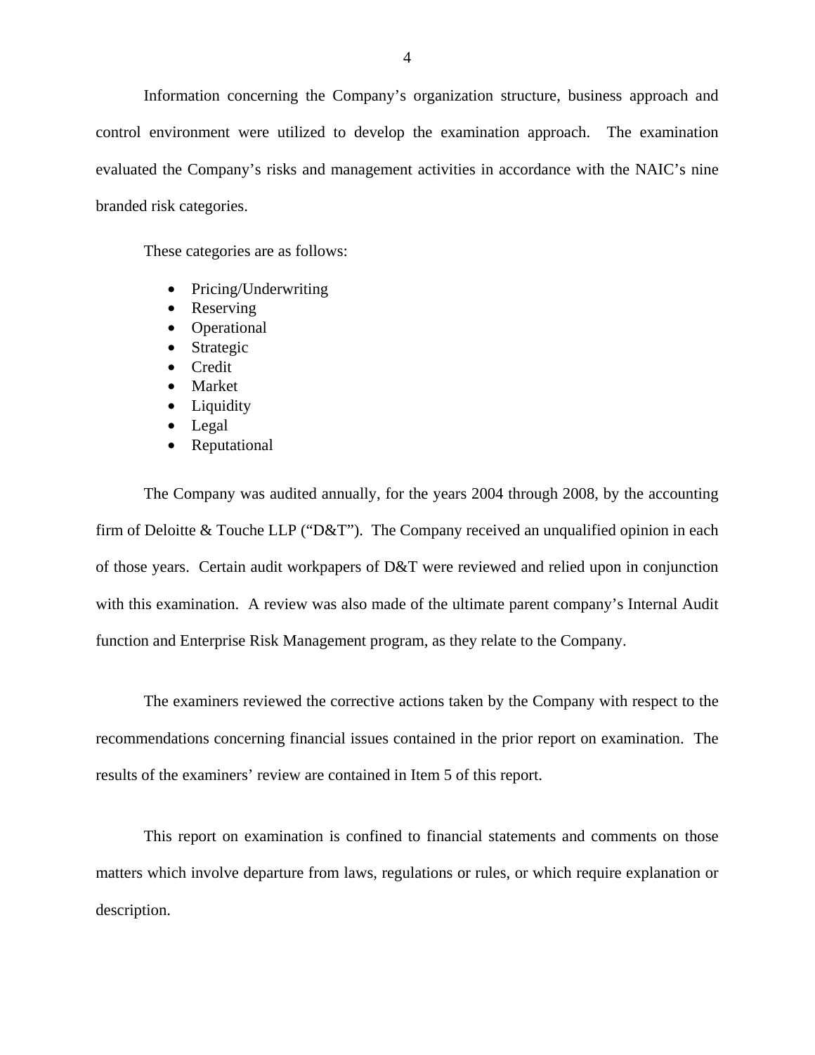Information concerning the Company's organization structure, business approach and control environment were utilized to develop the examination approach. The examination evaluated the Company's risks and management activities in accordance with the NAIC's nine branded risk categories.

These categories are as follows:

- Pricing/Underwriting
- Reserving
- Operational
- Strategic
- Credit
- Market
- Liquidity
- Legal
- Reputational

The Company was audited annually, for the years 2004 through 2008, by the accounting firm of Deloitte & Touche LLP ("D&T"). The Company received an unqualified opinion in each of those years. Certain audit workpapers of D&T were reviewed and relied upon in conjunction with this examination. A review was also made of the ultimate parent company's Internal Audit function and Enterprise Risk Management program, as they relate to the Company.

The examiners reviewed the corrective actions taken by the Company with respect to the recommendations concerning financial issues contained in the prior report on examination. The results of the examiners' review are contained in Item 5 of this report.

This report on examination is confined to financial statements and comments on those matters which involve departure from laws, regulations or rules, or which require explanation or description.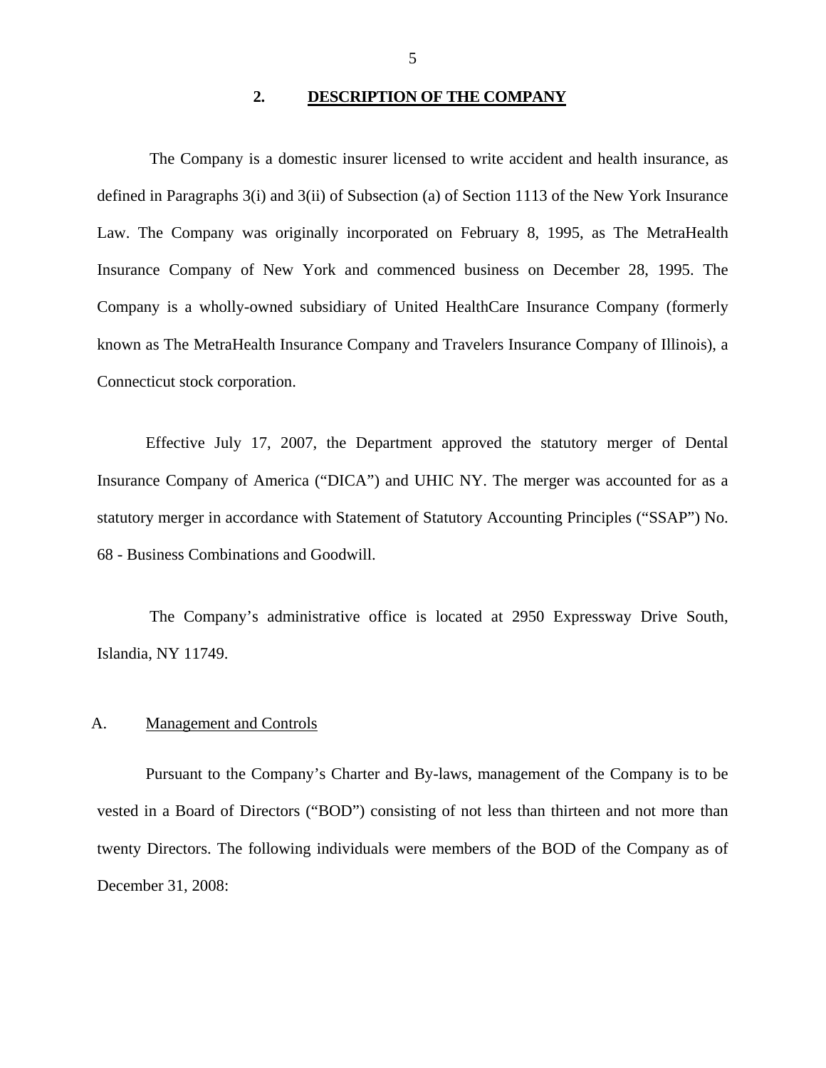## 2. DESCRIPTION OF THE COMPANY

The Company is a domestic insurer licensed to write accident and health insurance, as defined in Paragraphs 3(i) and 3(ii) of Subsection (a) of Section 1113 of the New York Insurance Law. The Company was originally incorporated on February 8, 1995, as The MetraHealth Insurance Company of New York and commenced business on December 28, 1995. The Company is a wholly-owned subsidiary of United HealthCare Insurance Company (formerly known as The MetraHealth Insurance Company and Travelers Insurance Company of Illinois), a Connecticut stock corporation.

Effective July 17, 2007, the Department approved the statutory merger of Dental Insurance Company of America ("DICA") and UHIC NY. The merger was accounted for as a statutory merger in accordance with Statement of Statutory Accounting Principles ("SSAP") No. 68 - Business Combinations and Goodwill.

The Company's administrative office is located at 2950 Expressway Drive South, Islandia, NY 11749.

### A. Management and Controls

Pursuant to the Company's Charter and By-laws, management of the Company is to be vested in a Board of Directors ("BOD") consisting of not less than thirteen and not more than twenty Directors. The following individuals were members of the BOD of the Company as of December 31, 2008: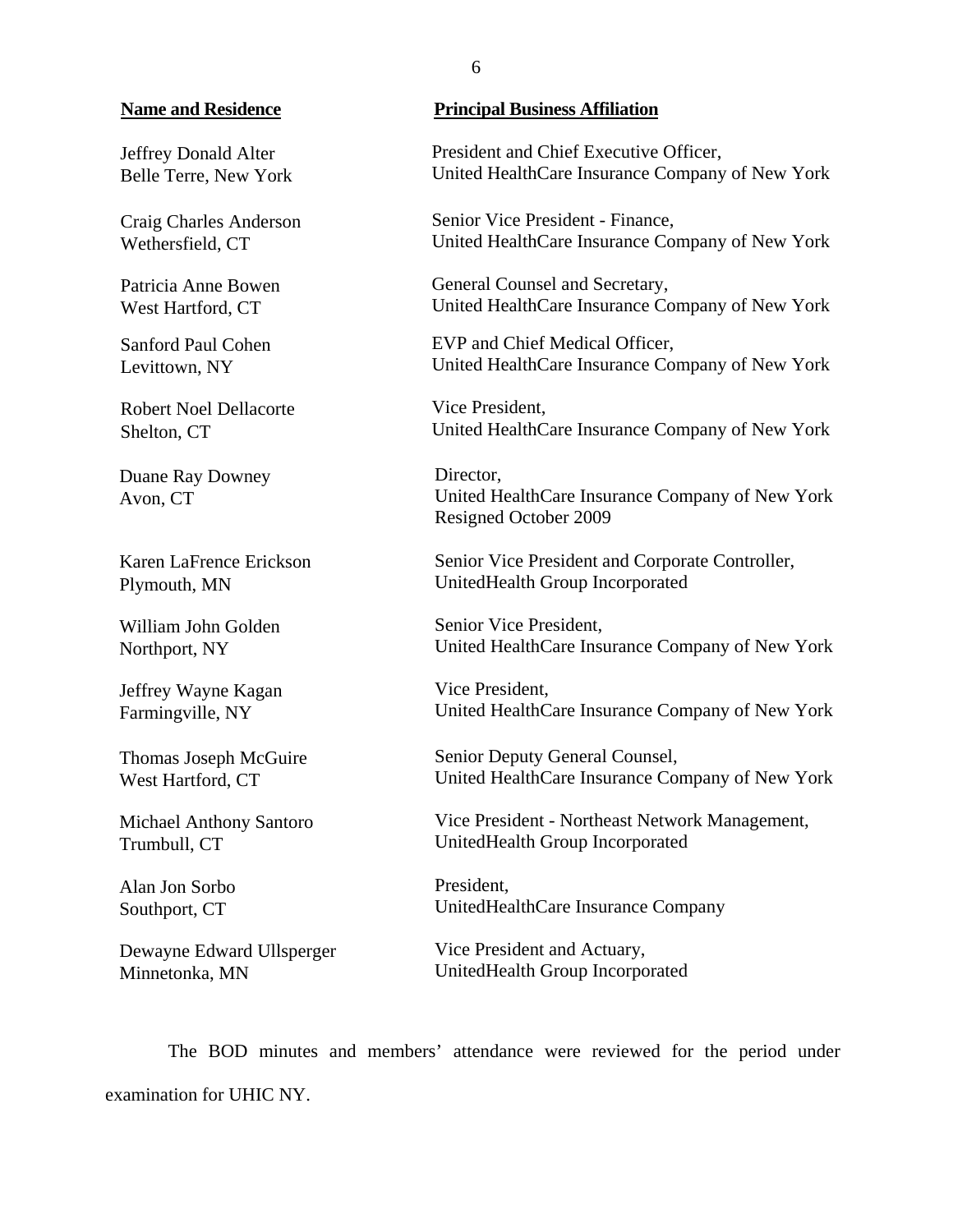| Name and Residence | Principal Business Affiliation |
|---|---|
| Jeffrey Donald Alter<br>Belle Terre, New York | President and Chief Executive Officer,<br>United HealthCare Insurance Company of New York |
| Craig Charles Anderson<br>Wethersfield, CT | Senior Vice President - Finance,<br>United HealthCare Insurance Company of New York |
| Patricia Anne Bowen<br>West Hartford, CT | General Counsel and Secretary,<br>United HealthCare Insurance Company of New York |
| Sanford Paul Cohen<br>Levittown, NY | EVP and Chief Medical Officer,<br>United HealthCare Insurance Company of New York |
| Robert Noel Dellacorte<br>Shelton, CT | Vice President,<br>United HealthCare Insurance Company of New York |
| Duane Ray Downey<br>Avon, CT | Director,<br>United HealthCare Insurance Company of New York<br>Resigned October 2009 |
| Karen LaFrence Erickson<br>Plymouth, MN | Senior Vice President and Corporate Controller,<br>UnitedHealth Group Incorporated |
| William John Golden<br>Northport, NY | Senior Vice President,<br>United HealthCare Insurance Company of New York |
| Jeffrey Wayne Kagan<br>Farmingville, NY | Vice President,<br>United HealthCare Insurance Company of New York |
| Thomas Joseph McGuire<br>West Hartford, CT | Senior Deputy General Counsel,<br>United HealthCare Insurance Company of New York |
| Michael Anthony Santoro<br>Trumbull, CT | Vice President - Northeast Network Management,<br>UnitedHealth Group Incorporated |
| Alan Jon Sorbo<br>Southport, CT | President,<br>UnitedHealthCare Insurance Company |
| Dewayne Edward Ullsperger<br>Minnetonka, MN | Vice President and Actuary,<br>UnitedHealth Group Incorporated |

The BOD minutes and members' attendance were reviewed for the period under examination for UHIC NY.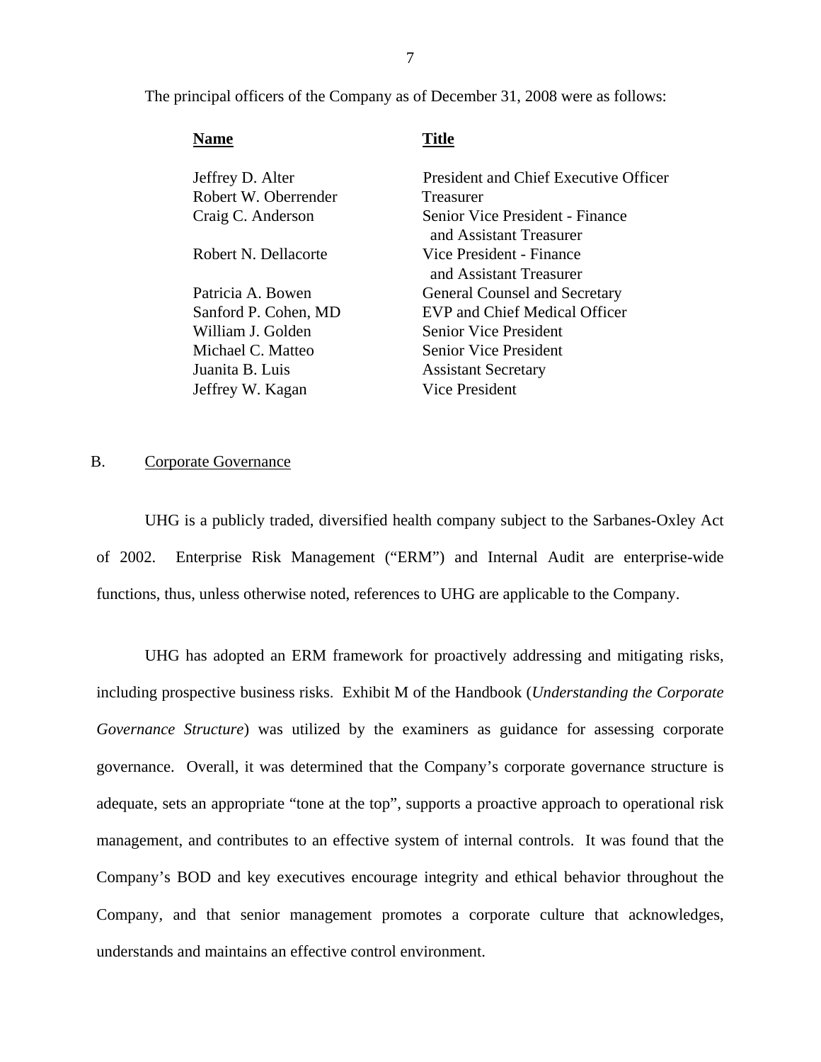The principal officers of the Company as of December 31, 2008 were as follows:

| Name | Title |
|---|---|
| Jeffrey D. Alter | President and Chief Executive Officer |
| Robert W. Oberrender | Treasurer |
| Craig C. Anderson | Senior Vice President - Finance and Assistant Treasurer |
| Robert N. Dellacorte | Vice President - Finance and Assistant Treasurer |
| Patricia A. Bowen | General Counsel and Secretary |
| Sanford P. Cohen, MD | EVP and Chief Medical Officer |
| William J. Golden | Senior Vice President |
| Michael C. Matteo | Senior Vice President |
| Juanita B. Luis | Assistant Secretary |
| Jeffrey W. Kagan | Vice President |

## B. Corporate Governance

UHG is a publicly traded, diversified health company subject to the Sarbanes-Oxley Act of 2002. Enterprise Risk Management ("ERM") and Internal Audit are enterprise-wide functions, thus, unless otherwise noted, references to UHG are applicable to the Company.

UHG has adopted an ERM framework for proactively addressing and mitigating risks, including prospective business risks. Exhibit M of the Handbook (*Understanding the Corporate Governance Structure*) was utilized by the examiners as guidance for assessing corporate governance. Overall, it was determined that the Company's corporate governance structure is adequate, sets an appropriate "tone at the top", supports a proactive approach to operational risk management, and contributes to an effective system of internal controls. It was found that the Company's BOD and key executives encourage integrity and ethical behavior throughout the Company, and that senior management promotes a corporate culture that acknowledges, understands and maintains an effective control environment.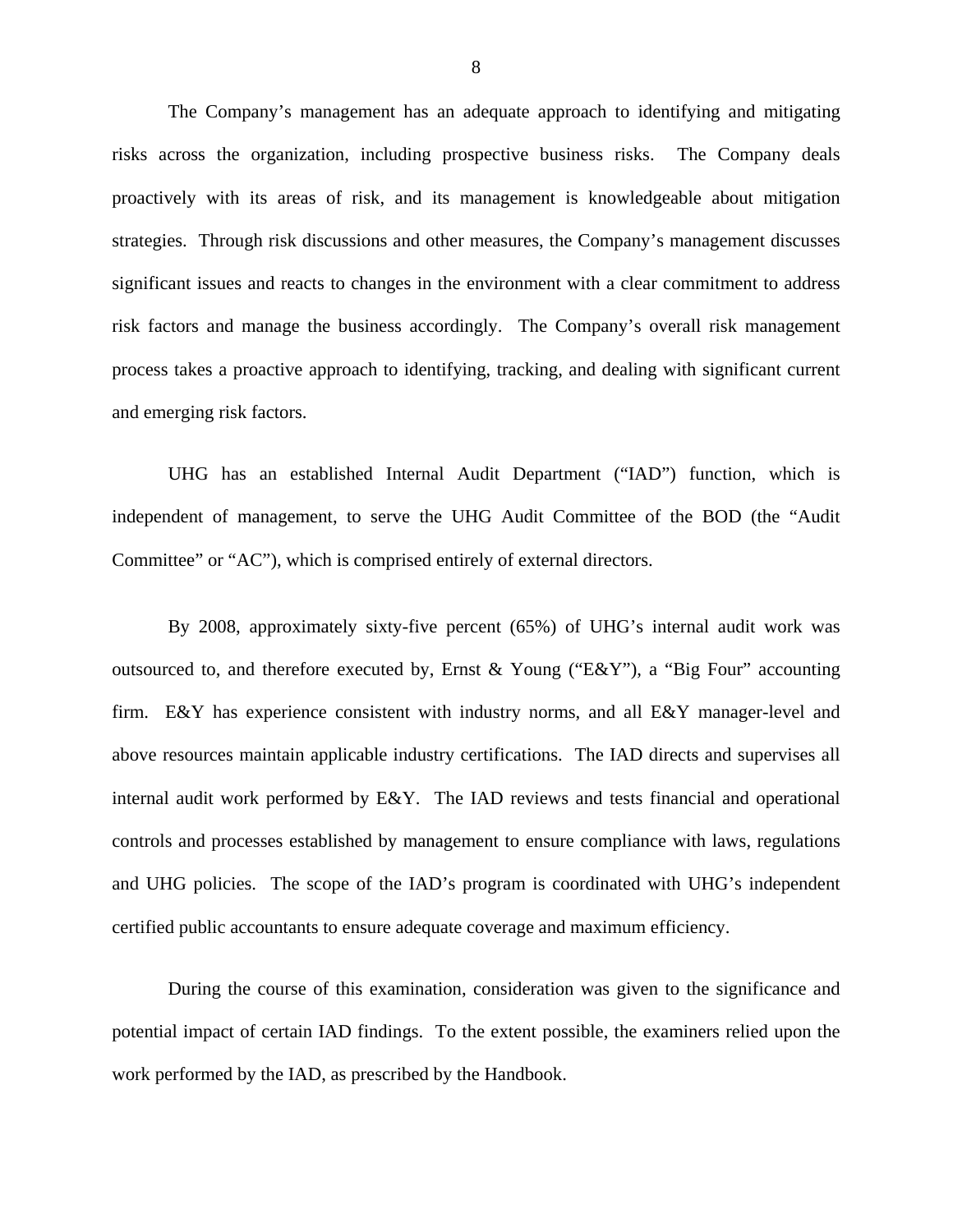The Company's management has an adequate approach to identifying and mitigating risks across the organization, including prospective business risks. The Company deals proactively with its areas of risk, and its management is knowledgeable about mitigation strategies. Through risk discussions and other measures, the Company's management discusses significant issues and reacts to changes in the environment with a clear commitment to address risk factors and manage the business accordingly. The Company's overall risk management process takes a proactive approach to identifying, tracking, and dealing with significant current and emerging risk factors.

UHG has an established Internal Audit Department ("IAD") function, which is independent of management, to serve the UHG Audit Committee of the BOD (the "Audit Committee" or "AC"), which is comprised entirely of external directors.

By 2008, approximately sixty-five percent (65%) of UHG's internal audit work was outsourced to, and therefore executed by, Ernst & Young ("E&Y"), a "Big Four" accounting firm. E&Y has experience consistent with industry norms, and all E&Y manager-level and above resources maintain applicable industry certifications. The IAD directs and supervises all internal audit work performed by E&Y. The IAD reviews and tests financial and operational controls and processes established by management to ensure compliance with laws, regulations and UHG policies. The scope of the IAD's program is coordinated with UHG's independent certified public accountants to ensure adequate coverage and maximum efficiency.

During the course of this examination, consideration was given to the significance and potential impact of certain IAD findings. To the extent possible, the examiners relied upon the work performed by the IAD, as prescribed by the Handbook.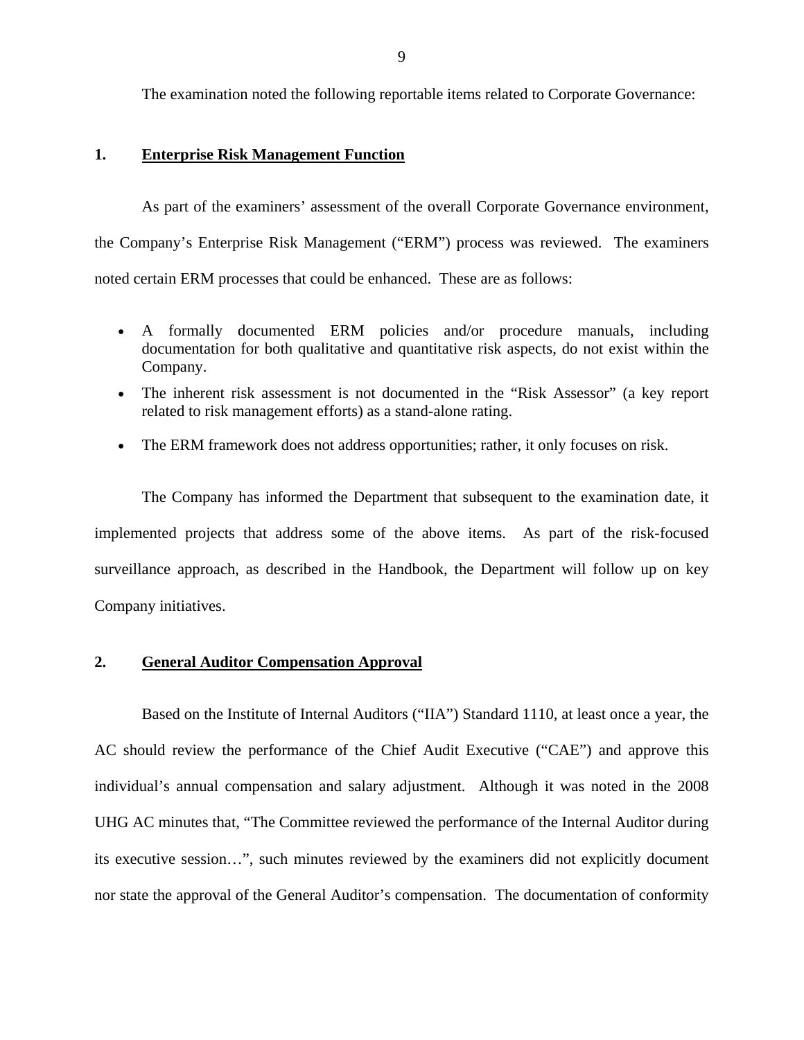The examination noted the following reportable items related to Corporate Governance:

## 1. Enterprise Risk Management Function

As part of the examiners' assessment of the overall Corporate Governance environment, the Company's Enterprise Risk Management ("ERM") process was reviewed. The examiners noted certain ERM processes that could be enhanced. These are as follows:

- A formally documented ERM policies and/or procedure manuals, including documentation for both qualitative and quantitative risk aspects, do not exist within the Company.
- The inherent risk assessment is not documented in the "Risk Assessor" (a key report related to risk management efforts) as a stand-alone rating.
- The ERM framework does not address opportunities; rather, it only focuses on risk.

The Company has informed the Department that subsequent to the examination date, it implemented projects that address some of the above items. As part of the risk-focused surveillance approach, as described in the Handbook, the Department will follow up on key Company initiatives.

## 2. General Auditor Compensation Approval

Based on the Institute of Internal Auditors ("IIA") Standard 1110, at least once a year, the AC should review the performance of the Chief Audit Executive ("CAE") and approve this individual's annual compensation and salary adjustment. Although it was noted in the 2008 UHG AC minutes that, "The Committee reviewed the performance of the Internal Auditor during its executive session…", such minutes reviewed by the examiners did not explicitly document nor state the approval of the General Auditor's compensation. The documentation of conformity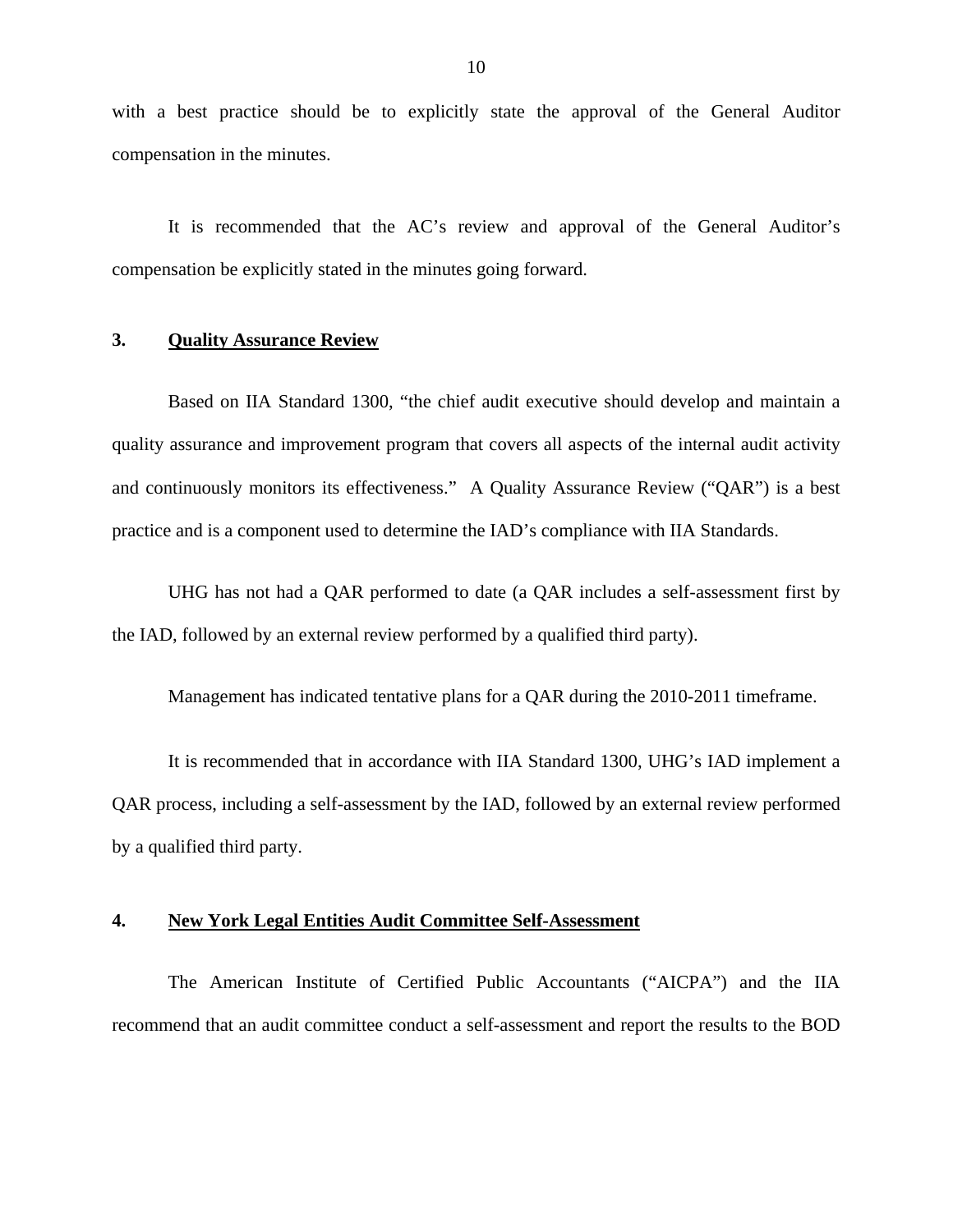with a best practice should be to explicitly state the approval of the General Auditor compensation in the minutes.

It is recommended that the AC's review and approval of the General Auditor's compensation be explicitly stated in the minutes going forward.

### 3. Quality Assurance Review

Based on IIA Standard 1300, "the chief audit executive should develop and maintain a quality assurance and improvement program that covers all aspects of the internal audit activity and continuously monitors its effectiveness." A Quality Assurance Review ("QAR") is a best practice and is a component used to determine the IAD's compliance with IIA Standards.

UHG has not had a QAR performed to date (a QAR includes a self-assessment first by the IAD, followed by an external review performed by a qualified third party).

Management has indicated tentative plans for a QAR during the 2010-2011 timeframe.

It is recommended that in accordance with IIA Standard 1300, UHG's IAD implement a QAR process, including a self-assessment by the IAD, followed by an external review performed by a qualified third party.

### 4. New York Legal Entities Audit Committee Self-Assessment

The American Institute of Certified Public Accountants ("AICPA") and the IIA recommend that an audit committee conduct a self-assessment and report the results to the BOD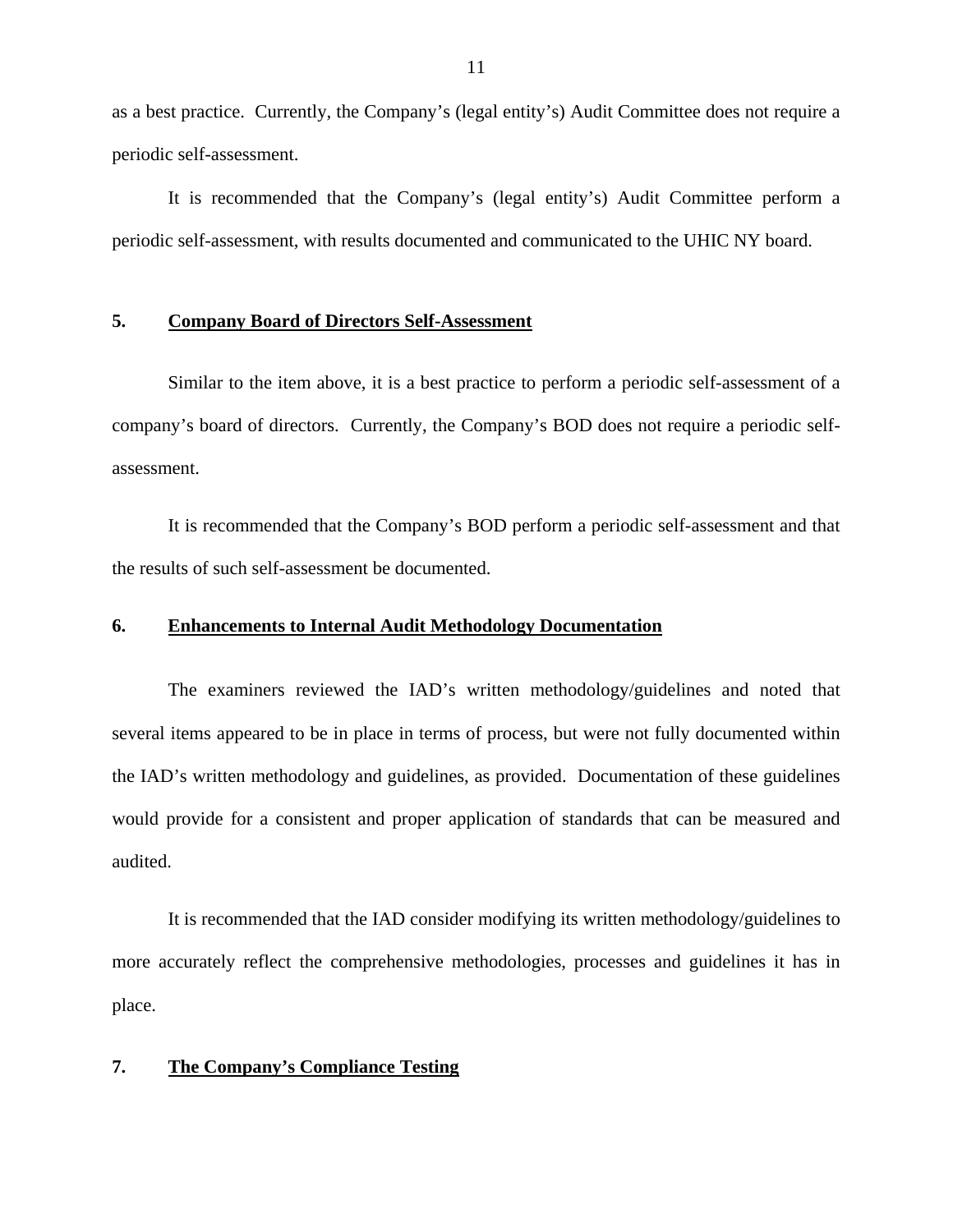as a best practice. Currently, the Company's (legal entity's) Audit Committee does not require a periodic self-assessment.

It is recommended that the Company's (legal entity's) Audit Committee perform a periodic self-assessment, with results documented and communicated to the UHIC NY board.

### 5. **Company Board of Directors Self-Assessment**

Similar to the item above, it is a best practice to perform a periodic self-assessment of a company's board of directors. Currently, the Company's BOD does not require a periodic self-assessment.

It is recommended that the Company's BOD perform a periodic self-assessment and that the results of such self-assessment be documented.

### 6. **Enhancements to Internal Audit Methodology Documentation**

The examiners reviewed the IAD's written methodology/guidelines and noted that several items appeared to be in place in terms of process, but were not fully documented within the IAD's written methodology and guidelines, as provided. Documentation of these guidelines would provide for a consistent and proper application of standards that can be measured and audited.

It is recommended that the IAD consider modifying its written methodology/guidelines to more accurately reflect the comprehensive methodologies, processes and guidelines it has in place.

### 7. **The Company's Compliance Testing**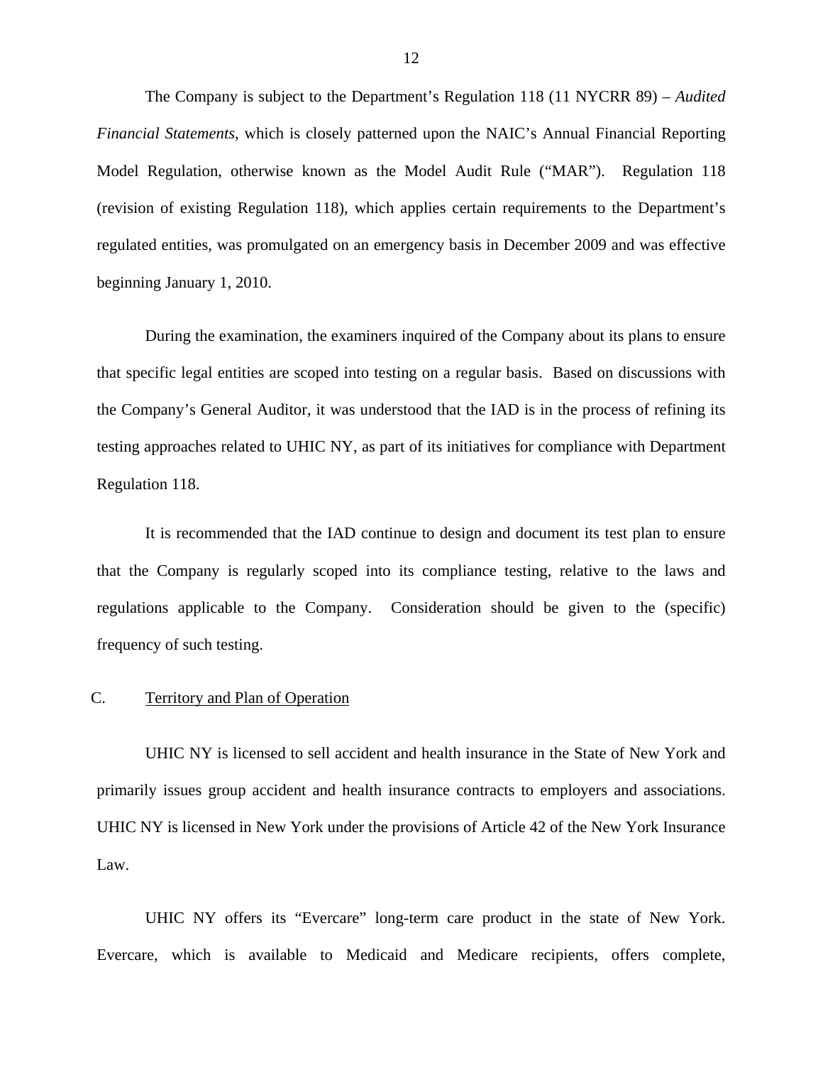The Company is subject to the Department's Regulation 118 (11 NYCRR 89) – *Audited Financial Statements*, which is closely patterned upon the NAIC's Annual Financial Reporting Model Regulation, otherwise known as the Model Audit Rule ("MAR"). Regulation 118 (revision of existing Regulation 118), which applies certain requirements to the Department's regulated entities, was promulgated on an emergency basis in December 2009 and was effective beginning January 1, 2010.

During the examination, the examiners inquired of the Company about its plans to ensure that specific legal entities are scoped into testing on a regular basis. Based on discussions with the Company's General Auditor, it was understood that the IAD is in the process of refining its testing approaches related to UHIC NY, as part of its initiatives for compliance with Department Regulation 118.

It is recommended that the IAD continue to design and document its test plan to ensure that the Company is regularly scoped into its compliance testing, relative to the laws and regulations applicable to the Company. Consideration should be given to the (specific) frequency of such testing.

## C. Territory and Plan of Operation

UHIC NY is licensed to sell accident and health insurance in the State of New York and primarily issues group accident and health insurance contracts to employers and associations. UHIC NY is licensed in New York under the provisions of Article 42 of the New York Insurance Law.

UHIC NY offers its "Evercare" long-term care product in the state of New York. Evercare, which is available to Medicaid and Medicare recipients, offers complete,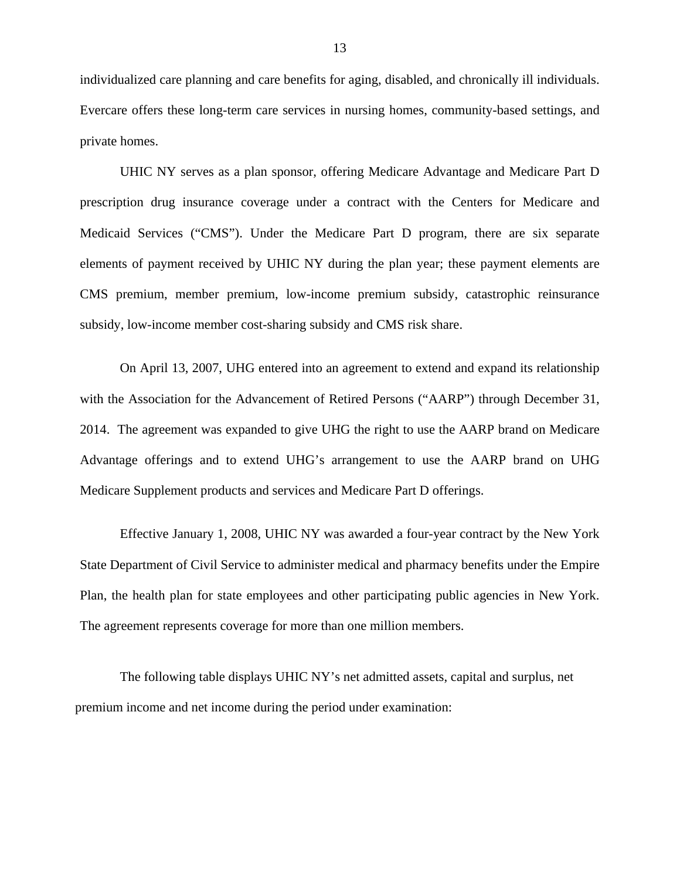individualized care planning and care benefits for aging, disabled, and chronically ill individuals. Evercare offers these long-term care services in nursing homes, community-based settings, and private homes.

UHIC NY serves as a plan sponsor, offering Medicare Advantage and Medicare Part D prescription drug insurance coverage under a contract with the Centers for Medicare and Medicaid Services ("CMS"). Under the Medicare Part D program, there are six separate elements of payment received by UHIC NY during the plan year; these payment elements are CMS premium, member premium, low-income premium subsidy, catastrophic reinsurance subsidy, low-income member cost-sharing subsidy and CMS risk share.

On April 13, 2007, UHG entered into an agreement to extend and expand its relationship with the Association for the Advancement of Retired Persons ("AARP") through December 31, 2014. The agreement was expanded to give UHG the right to use the AARP brand on Medicare Advantage offerings and to extend UHG's arrangement to use the AARP brand on UHG Medicare Supplement products and services and Medicare Part D offerings.

Effective January 1, 2008, UHIC NY was awarded a four-year contract by the New York State Department of Civil Service to administer medical and pharmacy benefits under the Empire Plan, the health plan for state employees and other participating public agencies in New York. The agreement represents coverage for more than one million members.

The following table displays UHIC NY's net admitted assets, capital and surplus, net premium income and net income during the period under examination: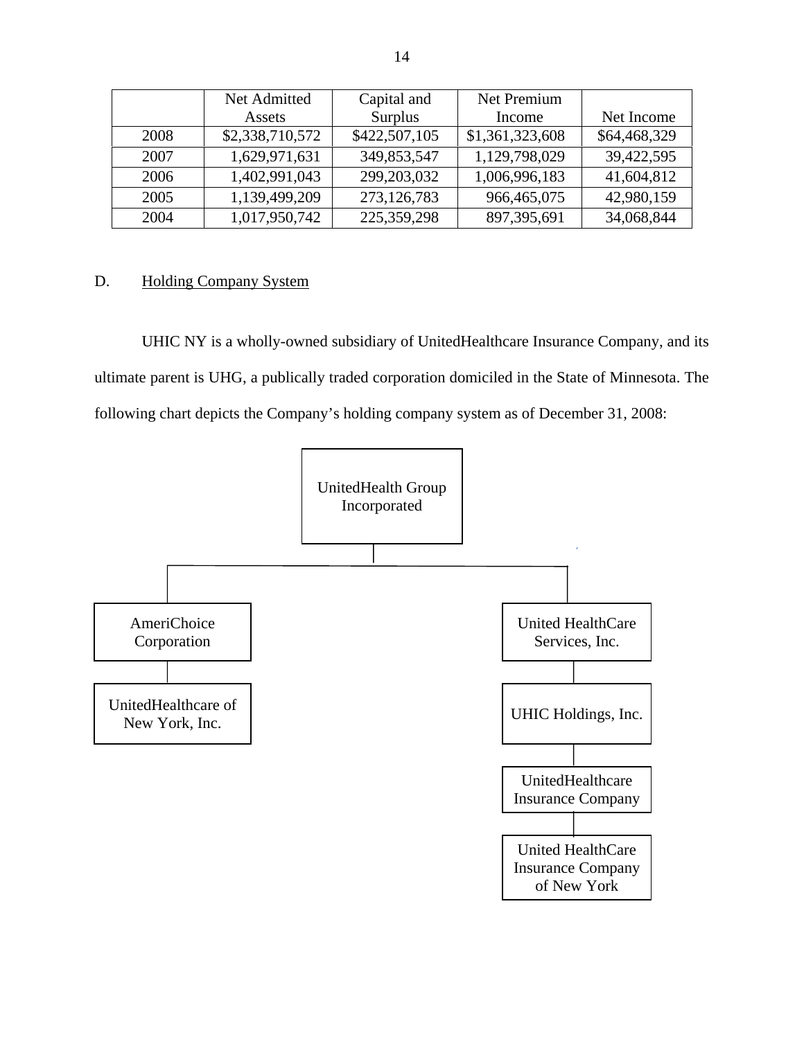| | Net Admitted Assets | Capital and Surplus | Net Premium Income | Net Income |
|---|---|---|---|---|
| 2008 | $2,338,710,572 | $422,507,105 | $1,361,323,608 | $64,468,329 |
| 2007 | 1,629,971,631 | 349,853,547 | 1,129,798,029 | 39,422,595 |
| 2006 | 1,402,991,043 | 299,203,032 | 1,006,996,183 | 41,604,812 |
| 2005 | 1,139,499,209 | 273,126,783 | 966,465,075 | 42,980,159 |
| 2004 | 1,017,950,742 | 225,359,298 | 897,395,691 | 34,068,844 |

## D. Holding Company System

UHIC NY is a wholly-owned subsidiary of UnitedHealthcare Insurance Company, and its ultimate parent is UHG, a publically traded corporation domiciled in the State of Minnesota. The following chart depicts the Company's holding company system as of December 31, 2008:

- UnitedHealth Group Incorporated
  - AmeriChoice Corporation
    - UnitedHealthcare of New York, Inc.
  - United HealthCare Services, Inc.
    - UHIC Holdings, Inc.
      - UnitedHealthcare Insurance Company
        - United HealthCare Insurance Company of New York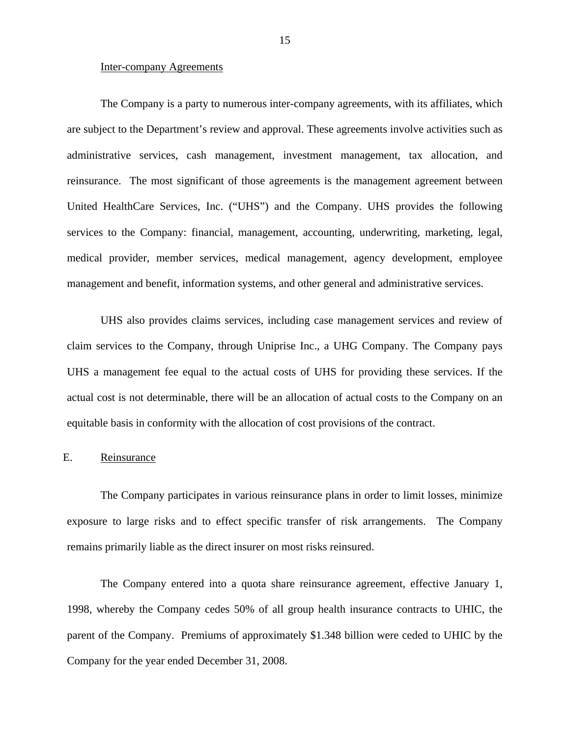Inter-company Agreements

The Company is a party to numerous inter-company agreements, with its affiliates, which are subject to the Department's review and approval. These agreements involve activities such as administrative services, cash management, investment management, tax allocation, and reinsurance. The most significant of those agreements is the management agreement between United HealthCare Services, Inc. ("UHS") and the Company. UHS provides the following services to the Company: financial, management, accounting, underwriting, marketing, legal, medical provider, member services, medical management, agency development, employee management and benefit, information systems, and other general and administrative services.

UHS also provides claims services, including case management services and review of claim services to the Company, through Uniprise Inc., a UHG Company. The Company pays UHS a management fee equal to the actual costs of UHS for providing these services. If the actual cost is not determinable, there will be an allocation of actual costs to the Company on an equitable basis in conformity with the allocation of cost provisions of the contract.

## E. Reinsurance

The Company participates in various reinsurance plans in order to limit losses, minimize exposure to large risks and to effect specific transfer of risk arrangements. The Company remains primarily liable as the direct insurer on most risks reinsured.

The Company entered into a quota share reinsurance agreement, effective January 1, 1998, whereby the Company cedes 50% of all group health insurance contracts to UHIC, the parent of the Company. Premiums of approximately $1.348 billion were ceded to UHIC by the Company for the year ended December 31, 2008.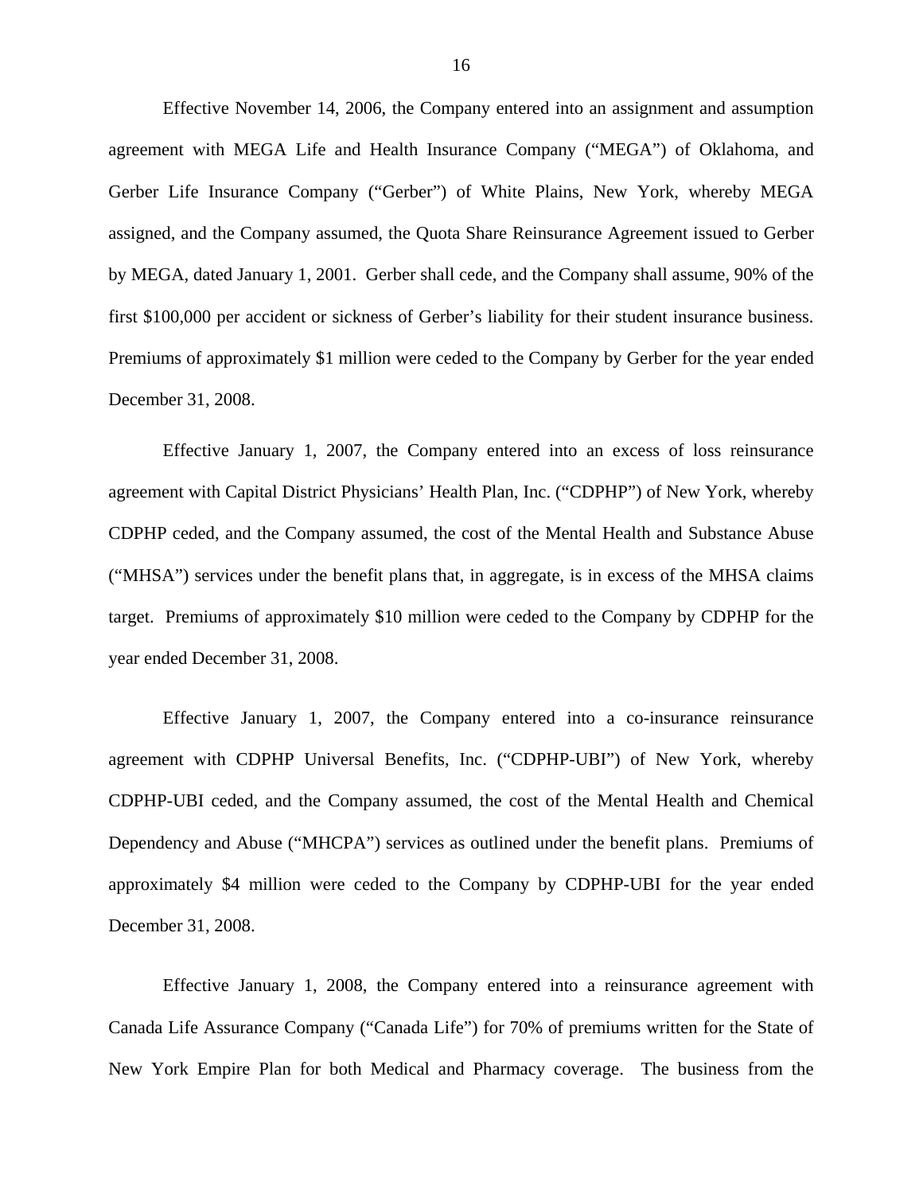Effective November 14, 2006, the Company entered into an assignment and assumption agreement with MEGA Life and Health Insurance Company ("MEGA") of Oklahoma, and Gerber Life Insurance Company ("Gerber") of White Plains, New York, whereby MEGA assigned, and the Company assumed, the Quota Share Reinsurance Agreement issued to Gerber by MEGA, dated January 1, 2001. Gerber shall cede, and the Company shall assume, 90% of the first $100,000 per accident or sickness of Gerber's liability for their student insurance business. Premiums of approximately $1 million were ceded to the Company by Gerber for the year ended December 31, 2008.

Effective January 1, 2007, the Company entered into an excess of loss reinsurance agreement with Capital District Physicians' Health Plan, Inc. ("CDPHP") of New York, whereby CDPHP ceded, and the Company assumed, the cost of the Mental Health and Substance Abuse ("MHSA") services under the benefit plans that, in aggregate, is in excess of the MHSA claims target. Premiums of approximately $10 million were ceded to the Company by CDPHP for the year ended December 31, 2008.

Effective January 1, 2007, the Company entered into a co-insurance reinsurance agreement with CDPHP Universal Benefits, Inc. ("CDPHP-UBI") of New York, whereby CDPHP-UBI ceded, and the Company assumed, the cost of the Mental Health and Chemical Dependency and Abuse ("MHCPA") services as outlined under the benefit plans. Premiums of approximately $4 million were ceded to the Company by CDPHP-UBI for the year ended December 31, 2008.

Effective January 1, 2008, the Company entered into a reinsurance agreement with Canada Life Assurance Company ("Canada Life") for 70% of premiums written for the State of New York Empire Plan for both Medical and Pharmacy coverage. The business from the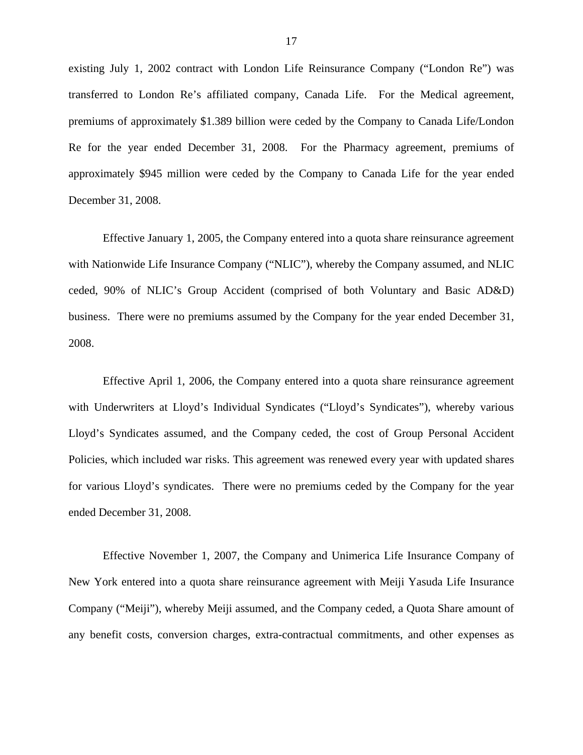existing July 1, 2002 contract with London Life Reinsurance Company ("London Re") was transferred to London Re's affiliated company, Canada Life. For the Medical agreement, premiums of approximately $1.389 billion were ceded by the Company to Canada Life/London Re for the year ended December 31, 2008. For the Pharmacy agreement, premiums of approximately $945 million were ceded by the Company to Canada Life for the year ended December 31, 2008.

Effective January 1, 2005, the Company entered into a quota share reinsurance agreement with Nationwide Life Insurance Company ("NLIC"), whereby the Company assumed, and NLIC ceded, 90% of NLIC's Group Accident (comprised of both Voluntary and Basic AD&D) business. There were no premiums assumed by the Company for the year ended December 31, 2008.

Effective April 1, 2006, the Company entered into a quota share reinsurance agreement with Underwriters at Lloyd's Individual Syndicates ("Lloyd's Syndicates"), whereby various Lloyd's Syndicates assumed, and the Company ceded, the cost of Group Personal Accident Policies, which included war risks. This agreement was renewed every year with updated shares for various Lloyd's syndicates. There were no premiums ceded by the Company for the year ended December 31, 2008.

Effective November 1, 2007, the Company and Unimerica Life Insurance Company of New York entered into a quota share reinsurance agreement with Meiji Yasuda Life Insurance Company ("Meiji"), whereby Meiji assumed, and the Company ceded, a Quota Share amount of any benefit costs, conversion charges, extra-contractual commitments, and other expenses as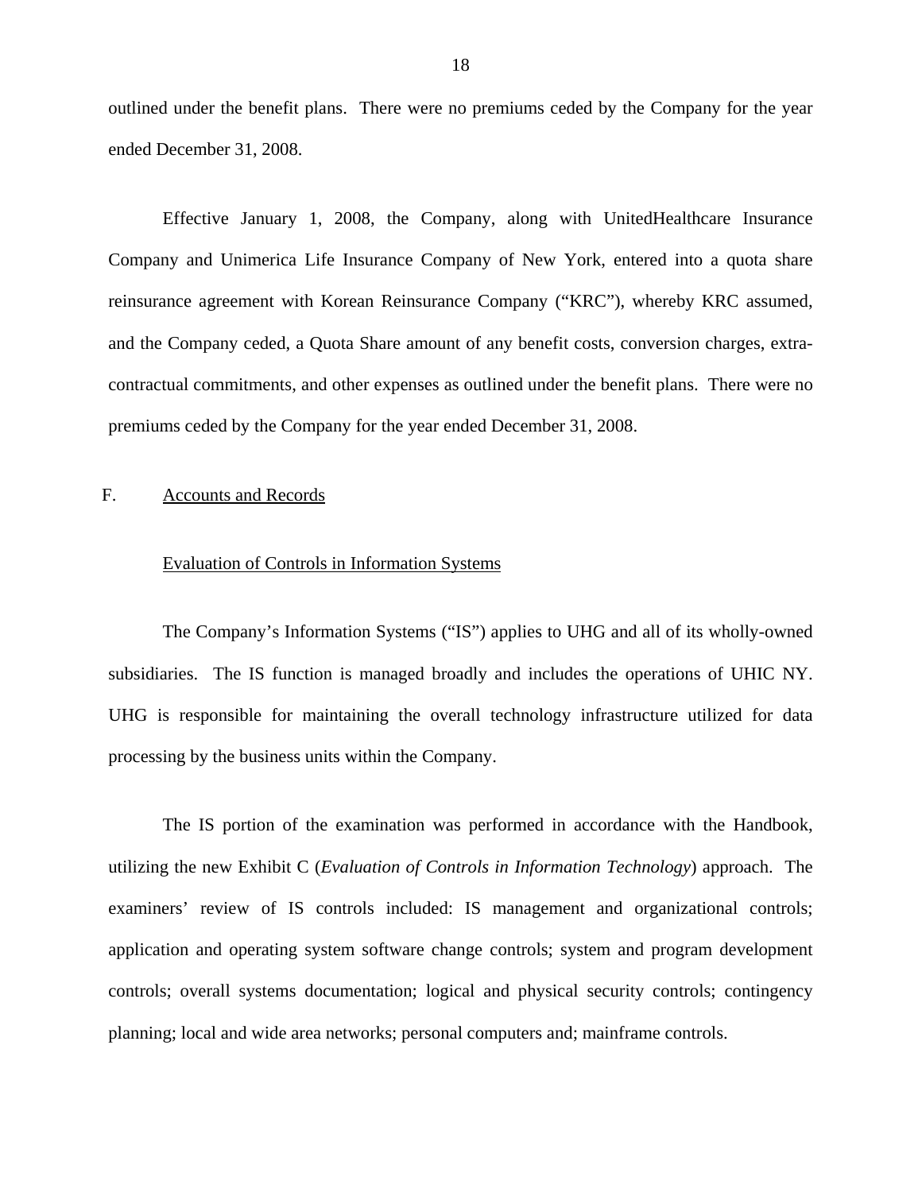outlined under the benefit plans. There were no premiums ceded by the Company for the year ended December 31, 2008.

Effective January 1, 2008, the Company, along with UnitedHealthcare Insurance Company and Unimerica Life Insurance Company of New York, entered into a quota share reinsurance agreement with Korean Reinsurance Company ("KRC"), whereby KRC assumed, and the Company ceded, a Quota Share amount of any benefit costs, conversion charges, extra-contractual commitments, and other expenses as outlined under the benefit plans. There were no premiums ceded by the Company for the year ended December 31, 2008.

## F. Accounts and Records

### Evaluation of Controls in Information Systems

The Company's Information Systems ("IS") applies to UHG and all of its wholly-owned subsidiaries. The IS function is managed broadly and includes the operations of UHIC NY. UHG is responsible for maintaining the overall technology infrastructure utilized for data processing by the business units within the Company.

The IS portion of the examination was performed in accordance with the Handbook, utilizing the new Exhibit C (*Evaluation of Controls in Information Technology*) approach. The examiners' review of IS controls included: IS management and organizational controls; application and operating system software change controls; system and program development controls; overall systems documentation; logical and physical security controls; contingency planning; local and wide area networks; personal computers and; mainframe controls.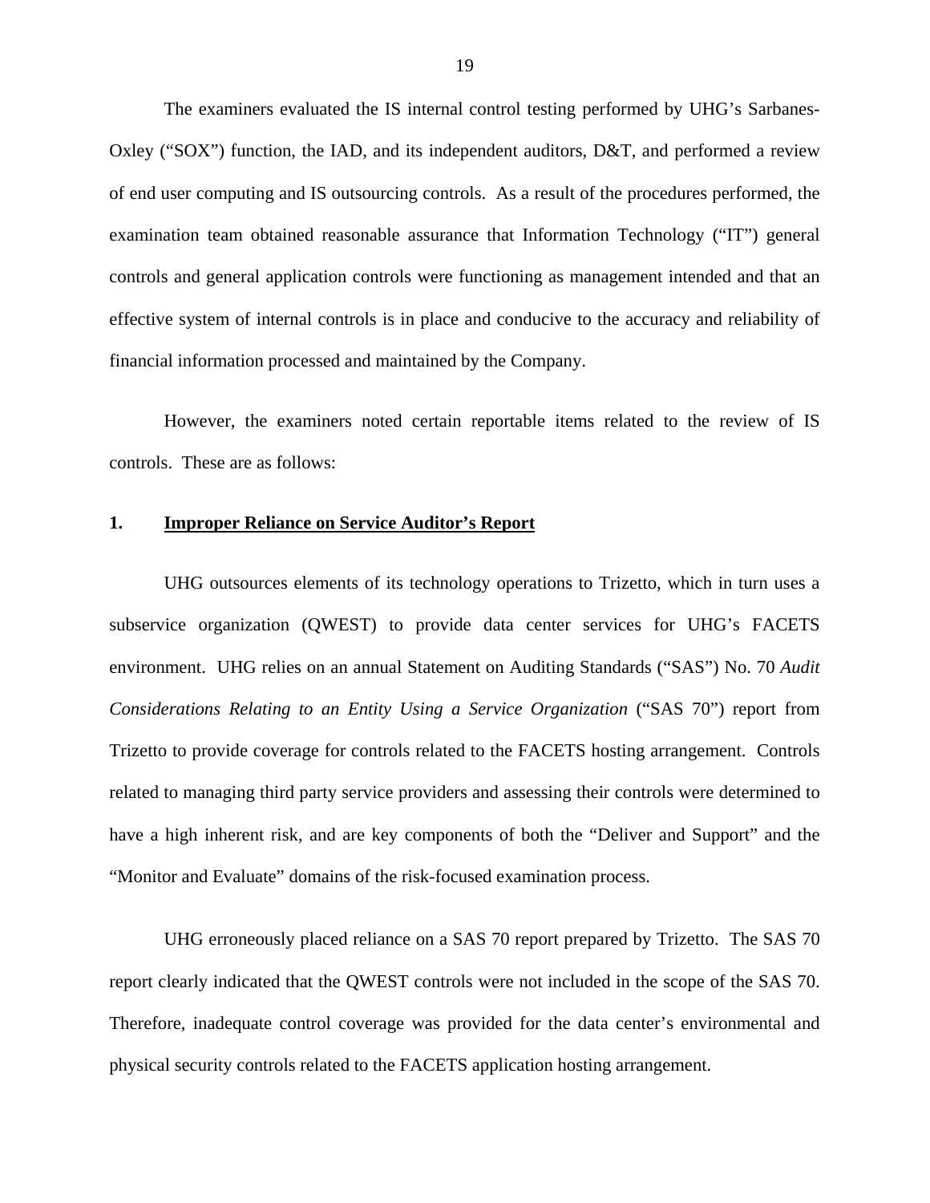The examiners evaluated the IS internal control testing performed by UHG's Sarbanes-Oxley ("SOX") function, the IAD, and its independent auditors, D&T, and performed a review of end user computing and IS outsourcing controls. As a result of the procedures performed, the examination team obtained reasonable assurance that Information Technology ("IT") general controls and general application controls were functioning as management intended and that an effective system of internal controls is in place and conducive to the accuracy and reliability of financial information processed and maintained by the Company.

However, the examiners noted certain reportable items related to the review of IS controls. These are as follows:

**1. Improper Reliance on Service Auditor's Report**

UHG outsources elements of its technology operations to Trizetto, which in turn uses a subservice organization (QWEST) to provide data center services for UHG's FACETS environment. UHG relies on an annual Statement on Auditing Standards ("SAS") No. 70 *Audit Considerations Relating to an Entity Using a Service Organization* ("SAS 70") report from Trizetto to provide coverage for controls related to the FACETS hosting arrangement. Controls related to managing third party service providers and assessing their controls were determined to have a high inherent risk, and are key components of both the "Deliver and Support" and the "Monitor and Evaluate" domains of the risk-focused examination process.

UHG erroneously placed reliance on a SAS 70 report prepared by Trizetto. The SAS 70 report clearly indicated that the QWEST controls were not included in the scope of the SAS 70. Therefore, inadequate control coverage was provided for the data center's environmental and physical security controls related to the FACETS application hosting arrangement.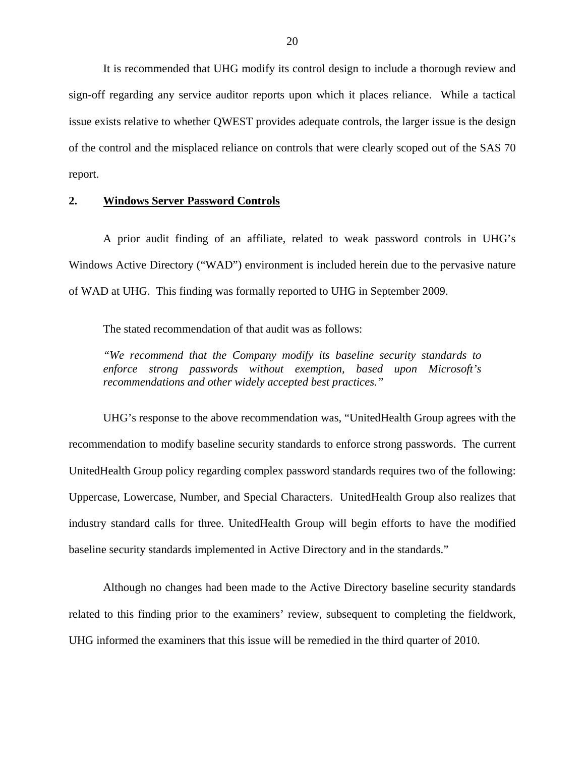It is recommended that UHG modify its control design to include a thorough review and sign-off regarding any service auditor reports upon which it places reliance. While a tactical issue exists relative to whether QWEST provides adequate controls, the larger issue is the design of the control and the misplaced reliance on controls that were clearly scoped out of the SAS 70 report.

**2. <u>Windows Server Password Controls</u>**

A prior audit finding of an affiliate, related to weak password controls in UHG's Windows Active Directory ("WAD") environment is included herein due to the pervasive nature of WAD at UHG. This finding was formally reported to UHG in September 2009.

The stated recommendation of that audit was as follows:

> *"We recommend that the Company modify its baseline security standards to enforce strong passwords without exemption, based upon Microsoft's recommendations and other widely accepted best practices."*

UHG's response to the above recommendation was, "UnitedHealth Group agrees with the recommendation to modify baseline security standards to enforce strong passwords. The current UnitedHealth Group policy regarding complex password standards requires two of the following: Uppercase, Lowercase, Number, and Special Characters. UnitedHealth Group also realizes that industry standard calls for three. UnitedHealth Group will begin efforts to have the modified baseline security standards implemented in Active Directory and in the standards."

Although no changes had been made to the Active Directory baseline security standards related to this finding prior to the examiners' review, subsequent to completing the fieldwork, UHG informed the examiners that this issue will be remedied in the third quarter of 2010.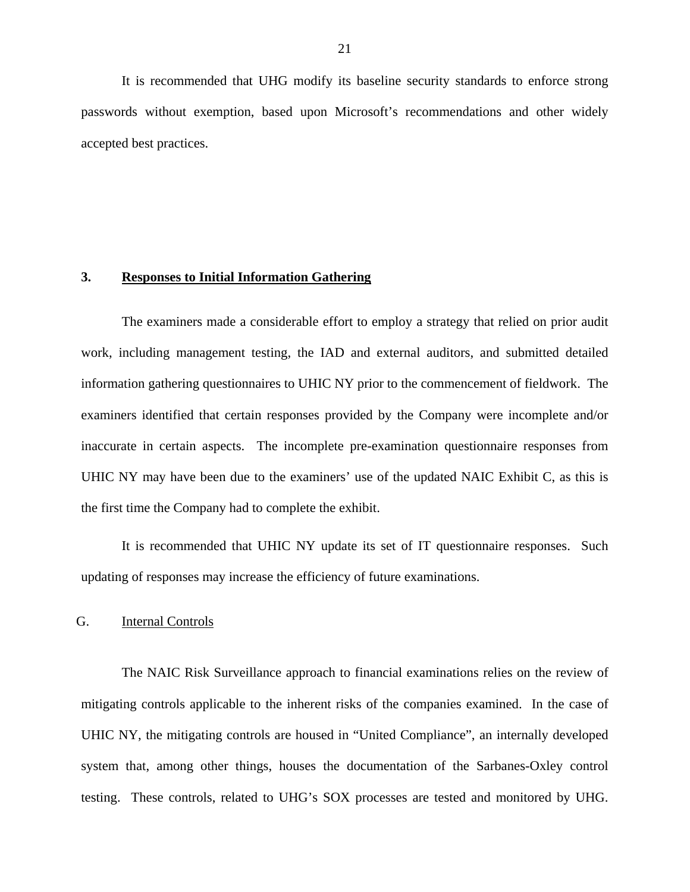It is recommended that UHG modify its baseline security standards to enforce strong passwords without exemption, based upon Microsoft's recommendations and other widely accepted best practices.

### 3. Responses to Initial Information Gathering

The examiners made a considerable effort to employ a strategy that relied on prior audit work, including management testing, the IAD and external auditors, and submitted detailed information gathering questionnaires to UHIC NY prior to the commencement of fieldwork. The examiners identified that certain responses provided by the Company were incomplete and/or inaccurate in certain aspects. The incomplete pre-examination questionnaire responses from UHIC NY may have been due to the examiners' use of the updated NAIC Exhibit C, as this is the first time the Company had to complete the exhibit.

It is recommended that UHIC NY update its set of IT questionnaire responses. Such updating of responses may increase the efficiency of future examinations.

## G. Internal Controls

The NAIC Risk Surveillance approach to financial examinations relies on the review of mitigating controls applicable to the inherent risks of the companies examined. In the case of UHIC NY, the mitigating controls are housed in "United Compliance", an internally developed system that, among other things, houses the documentation of the Sarbanes-Oxley control testing. These controls, related to UHG's SOX processes are tested and monitored by UHG.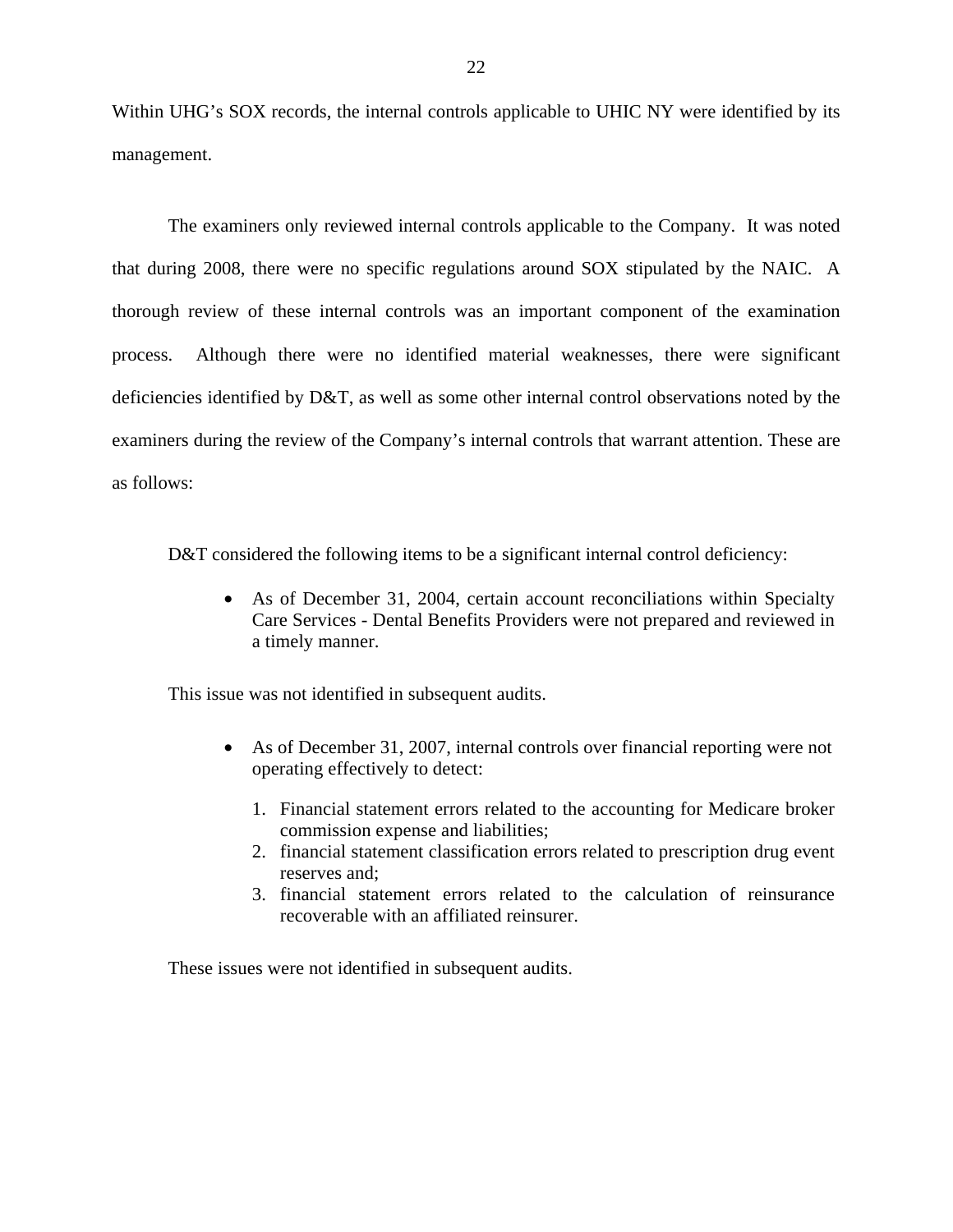Within UHG's SOX records, the internal controls applicable to UHIC NY were identified by its management.

The examiners only reviewed internal controls applicable to the Company. It was noted that during 2008, there were no specific regulations around SOX stipulated by the NAIC. A thorough review of these internal controls was an important component of the examination process. Although there were no identified material weaknesses, there were significant deficiencies identified by D&T, as well as some other internal control observations noted by the examiners during the review of the Company's internal controls that warrant attention. These are as follows:

D&T considered the following items to be a significant internal control deficiency:

- As of December 31, 2004, certain account reconciliations within Specialty Care Services - Dental Benefits Providers were not prepared and reviewed in a timely manner.

This issue was not identified in subsequent audits.

- As of December 31, 2007, internal controls over financial reporting were not operating effectively to detect:

    1. Financial statement errors related to the accounting for Medicare broker commission expense and liabilities;
    2. financial statement classification errors related to prescription drug event reserves and;
    3. financial statement errors related to the calculation of reinsurance recoverable with an affiliated reinsurer.

These issues were not identified in subsequent audits.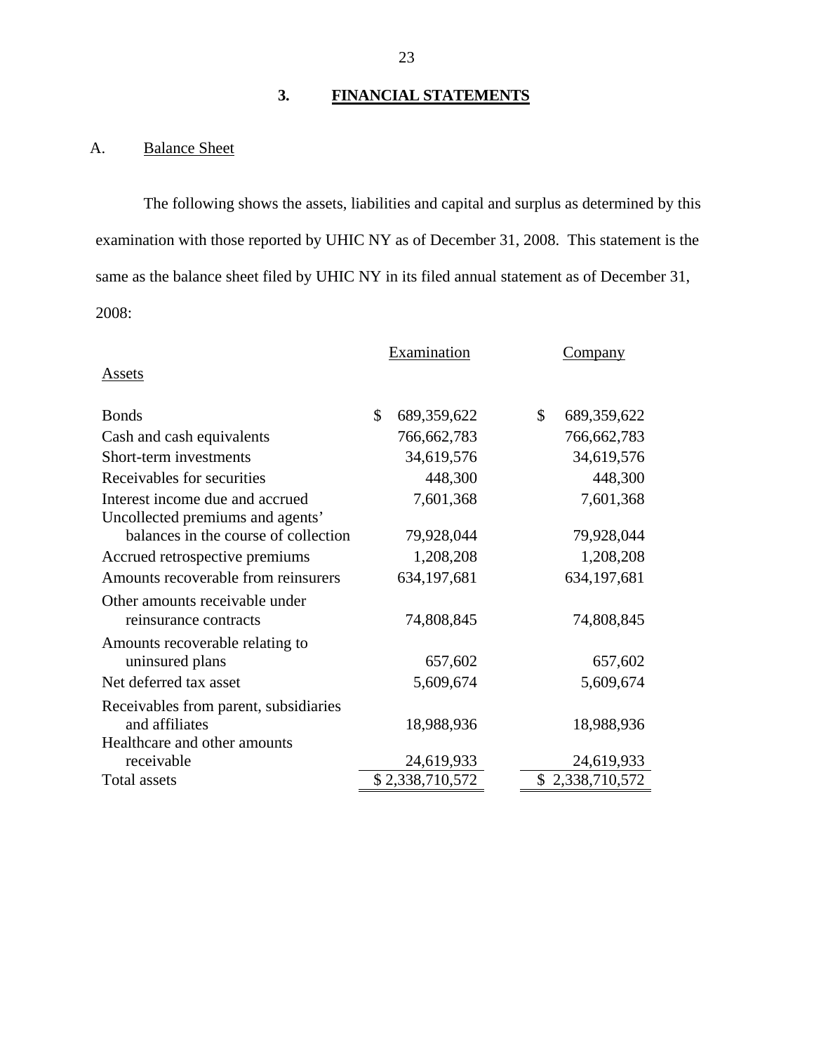## 3. FINANCIAL STATEMENTS

### A. Balance Sheet

The following shows the assets, liabilities and capital and surplus as determined by this examination with those reported by UHIC NY as of December 31, 2008. This statement is the same as the balance sheet filed by UHIC NY in its filed annual statement as of December 31, 2008:

| Assets | Examination | Company |
|---|---|---|
| Bonds | $ 689,359,622 | $ 689,359,622 |
| Cash and cash equivalents | 766,662,783 | 766,662,783 |
| Short-term investments | 34,619,576 | 34,619,576 |
| Receivables for securities | 448,300 | 448,300 |
| Interest income due and accrued | 7,601,368 | 7,601,368 |
| Uncollected premiums and agents' balances in the course of collection | 79,928,044 | 79,928,044 |
| Accrued retrospective premiums | 1,208,208 | 1,208,208 |
| Amounts recoverable from reinsurers | 634,197,681 | 634,197,681 |
| Other amounts receivable under reinsurance contracts | 74,808,845 | 74,808,845 |
| Amounts recoverable relating to uninsured plans | 657,602 | 657,602 |
| Net deferred tax asset | 5,609,674 | 5,609,674 |
| Receivables from parent, subsidiaries and affiliates | 18,988,936 | 18,988,936 |
| Healthcare and other amounts receivable | 24,619,933 | 24,619,933 |
| Total assets | $ 2,338,710,572 | $ 2,338,710,572 |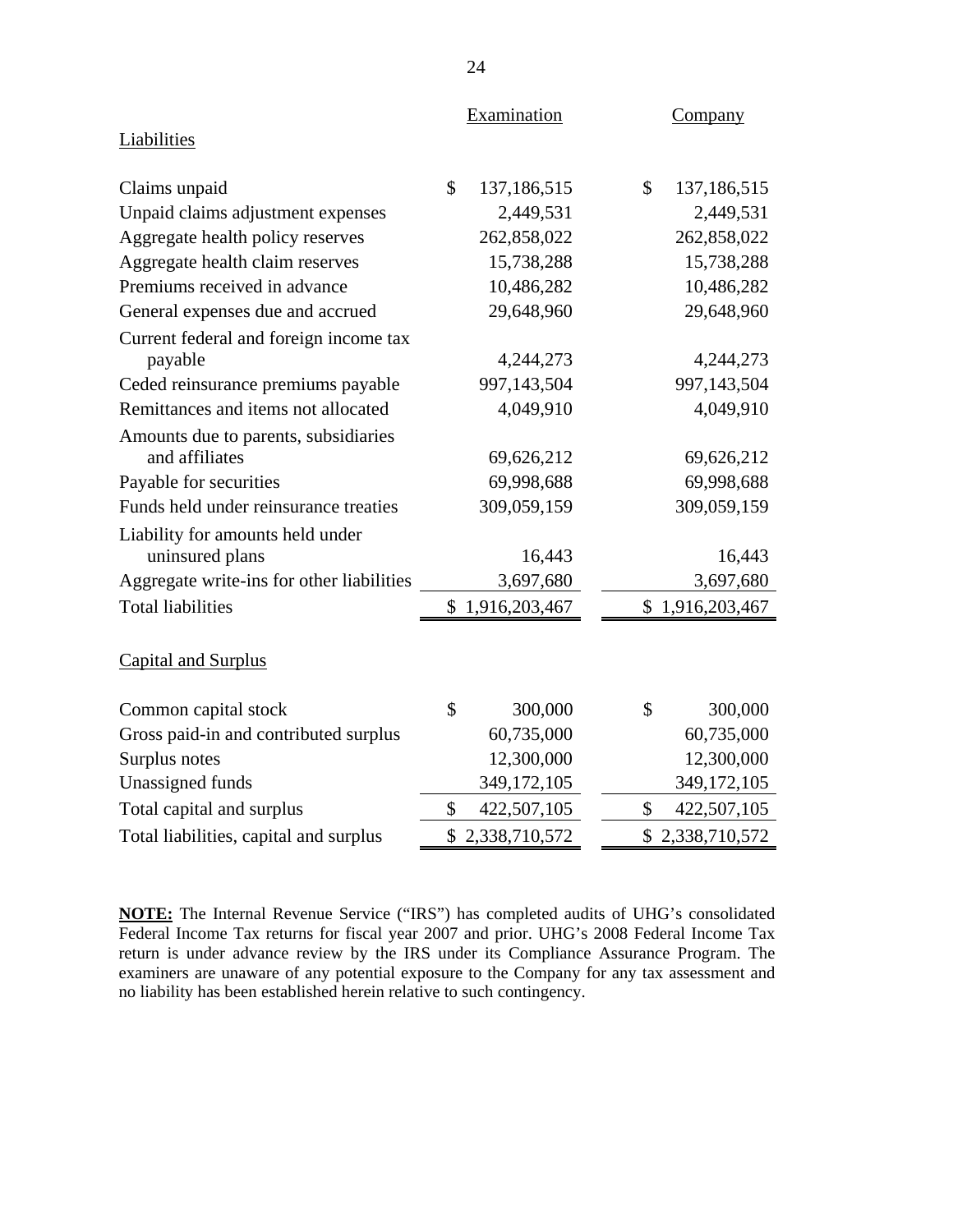| | Examination | Company |
|---|---|---|
| Liabilities | | |
| Claims unpaid | $ 137,186,515 | $ 137,186,515 |
| Unpaid claims adjustment expenses | 2,449,531 | 2,449,531 |
| Aggregate health policy reserves | 262,858,022 | 262,858,022 |
| Aggregate health claim reserves | 15,738,288 | 15,738,288 |
| Premiums received in advance | 10,486,282 | 10,486,282 |
| General expenses due and accrued | 29,648,960 | 29,648,960 |
| Current federal and foreign income tax payable | 4,244,273 | 4,244,273 |
| Ceded reinsurance premiums payable | 997,143,504 | 997,143,504 |
| Remittances and items not allocated | 4,049,910 | 4,049,910 |
| Amounts due to parents, subsidiaries and affiliates | 69,626,212 | 69,626,212 |
| Payable for securities | 69,998,688 | 69,998,688 |
| Funds held under reinsurance treaties | 309,059,159 | 309,059,159 |
| Liability for amounts held under uninsured plans | 16,443 | 16,443 |
| Aggregate write-ins for other liabilities | 3,697,680 | 3,697,680 |
| Total liabilities | $ 1,916,203,467 | $ 1,916,203,467 |
| | | |
| Capital and Surplus | | |
| Common capital stock | $ 300,000 | $ 300,000 |
| Gross paid-in and contributed surplus | 60,735,000 | 60,735,000 |
| Surplus notes | 12,300,000 | 12,300,000 |
| Unassigned funds | 349,172,105 | 349,172,105 |
| Total capital and surplus | $ 422,507,105 | $ 422,507,105 |
| Total liabilities, capital and surplus | $ 2,338,710,572 | $ 2,338,710,572 |

**NOTE:** The Internal Revenue Service ("IRS") has completed audits of UHG's consolidated Federal Income Tax returns for fiscal year 2007 and prior. UHG's 2008 Federal Income Tax return is under advance review by the IRS under its Compliance Assurance Program. The examiners are unaware of any potential exposure to the Company for any tax assessment and no liability has been established herein relative to such contingency.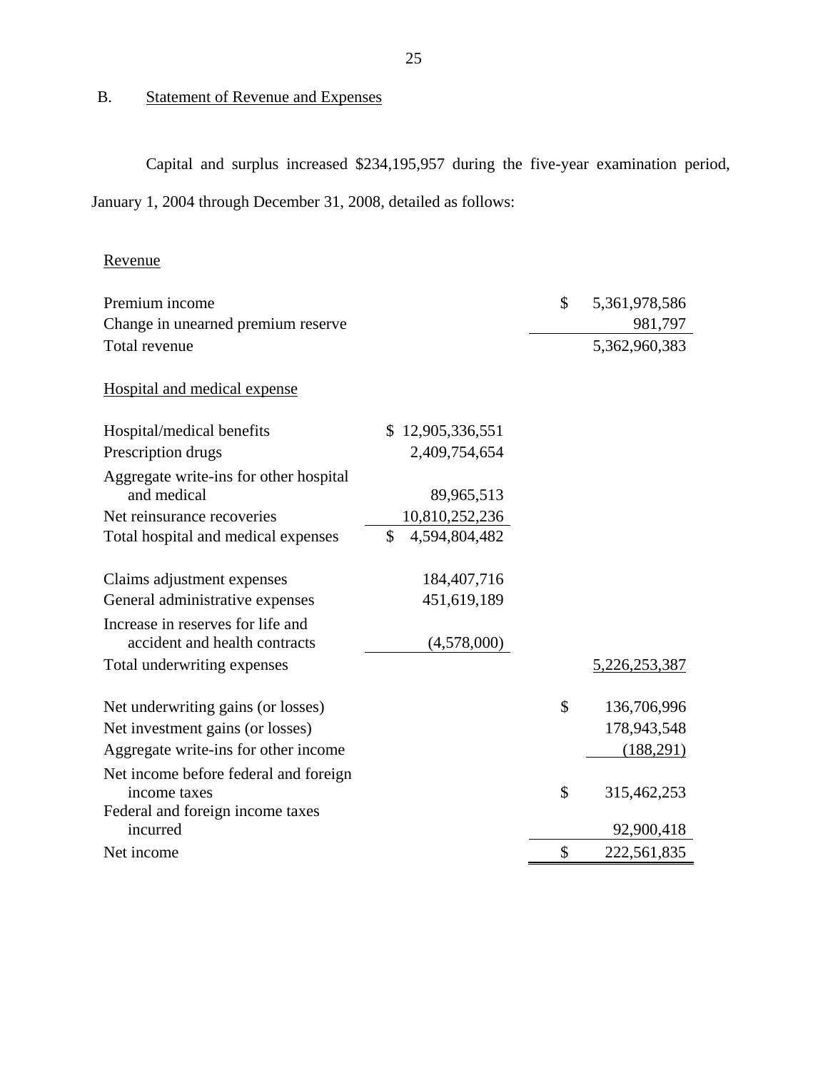## B. Statement of Revenue and Expenses

Capital and surplus increased $234,195,957 during the five-year examination period, January 1, 2004 through December 31, 2008, detailed as follows:

| | | |
|---|---|---|
| **Revenue** | | |
| Premium income | | $ 5,361,978,586 |
| Change in unearned premium reserve | | 981,797 |
| Total revenue | | 5,362,960,383 |
| **Hospital and medical expense** | | |
| Hospital/medical benefits | $ 12,905,336,551 | |
| Prescription drugs | 2,409,754,654 | |
| Aggregate write-ins for other hospital and medical | 89,965,513 | |
| Net reinsurance recoveries | 10,810,252,236 | |
| Total hospital and medical expenses | $ 4,594,804,482 | |
| Claims adjustment expenses | 184,407,716 | |
| General administrative expenses | 451,619,189 | |
| Increase in reserves for life and accident and health contracts | (4,578,000) | |
| Total underwriting expenses | | 5,226,253,387 |
| Net underwriting gains (or losses) | | $ 136,706,996 |
| Net investment gains (or losses) | | 178,943,548 |
| Aggregate write-ins for other income | | (188,291) |
| Net income before federal and foreign income taxes | | $ 315,462,253 |
| Federal and foreign income taxes incurred | | 92,900,418 |
| Net income | | $ 222,561,835 |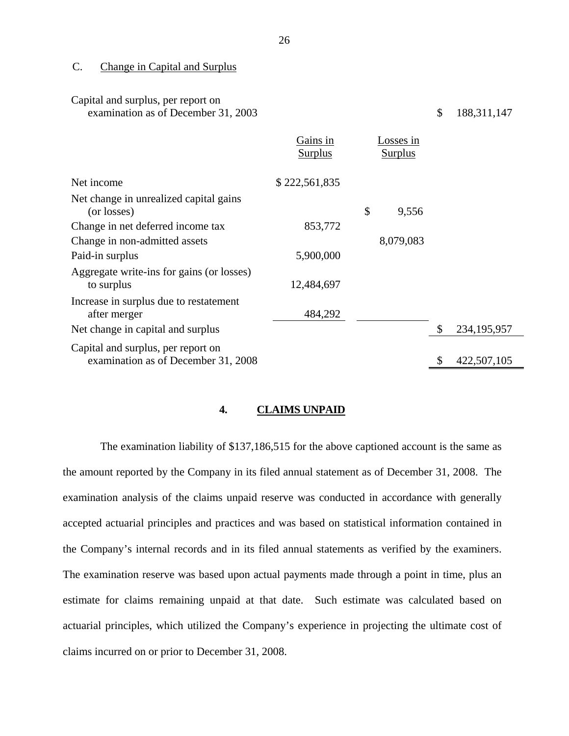C. Change in Capital and Surplus

| | Gains in Surplus | Losses in Surplus | |
|---|---|---|---|
| Capital and surplus, per report on examination as of December 31, 2003 | | | $ 188,311,147 |
| Net income | $ 222,561,835 | | |
| Net change in unrealized capital gains (or losses) | | $ 9,556 | |
| Change in net deferred income tax | 853,772 | | |
| Change in non-admitted assets | | 8,079,083 | |
| Paid-in surplus | 5,900,000 | | |
| Aggregate write-ins for gains (or losses) to surplus | 12,484,697 | | |
| Increase in surplus due to restatement after merger | 484,292 | | |
| Net change in capital and surplus | | | $ 234,195,957 |
| Capital and surplus, per report on examination as of December 31, 2008 | | | $ 422,507,105 |

## 4. CLAIMS UNPAID

The examination liability of $137,186,515 for the above captioned account is the same as the amount reported by the Company in its filed annual statement as of December 31, 2008. The examination analysis of the claims unpaid reserve was conducted in accordance with generally accepted actuarial principles and practices and was based on statistical information contained in the Company's internal records and in its filed annual statements as verified by the examiners. The examination reserve was based upon actual payments made through a point in time, plus an estimate for claims remaining unpaid at that date. Such estimate was calculated based on actuarial principles, which utilized the Company's experience in projecting the ultimate cost of claims incurred on or prior to December 31, 2008.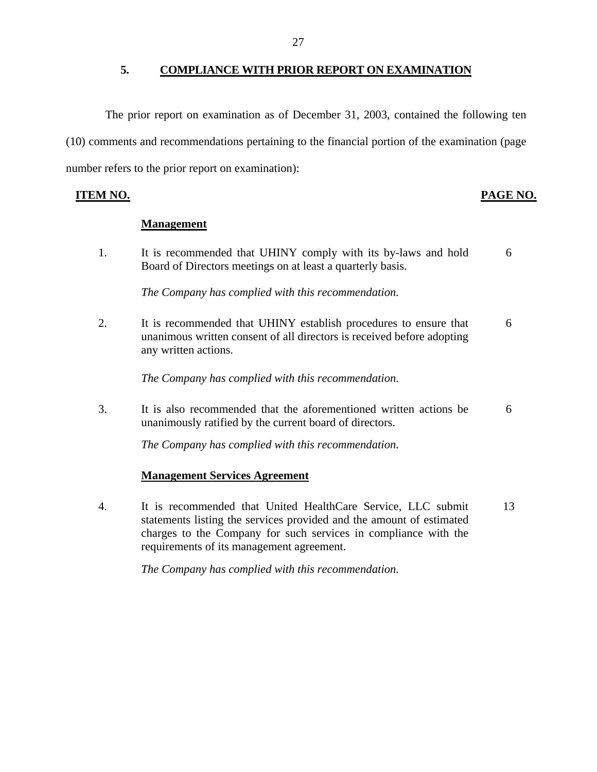## 5. COMPLIANCE WITH PRIOR REPORT ON EXAMINATION

The prior report on examination as of December 31, 2003, contained the following ten (10) comments and recommendations pertaining to the financial portion of the examination (page number refers to the prior report on examination):

| ITEM NO. | | PAGE NO. |
|---|---|---|
| | **Management** | |
| 1. | It is recommended that UHINY comply with its by-laws and hold Board of Directors meetings on at least a quarterly basis.<br><br>*The Company has complied with this recommendation.* | 6 |
| 2. | It is recommended that UHINY establish procedures to ensure that unanimous written consent of all directors is received before adopting any written actions.<br><br>*The Company has complied with this recommendation.* | 6 |
| 3. | It is also recommended that the aforementioned written actions be unanimously ratified by the current board of directors.<br><br>*The Company has complied with this recommendation.* | 6 |
| | **Management Services Agreement** | |
| 4. | It is recommended that United HealthCare Service, LLC submit statements listing the services provided and the amount of estimated charges to the Company for such services in compliance with the requirements of its management agreement.<br><br>*The Company has complied with this recommendation.* | 13 |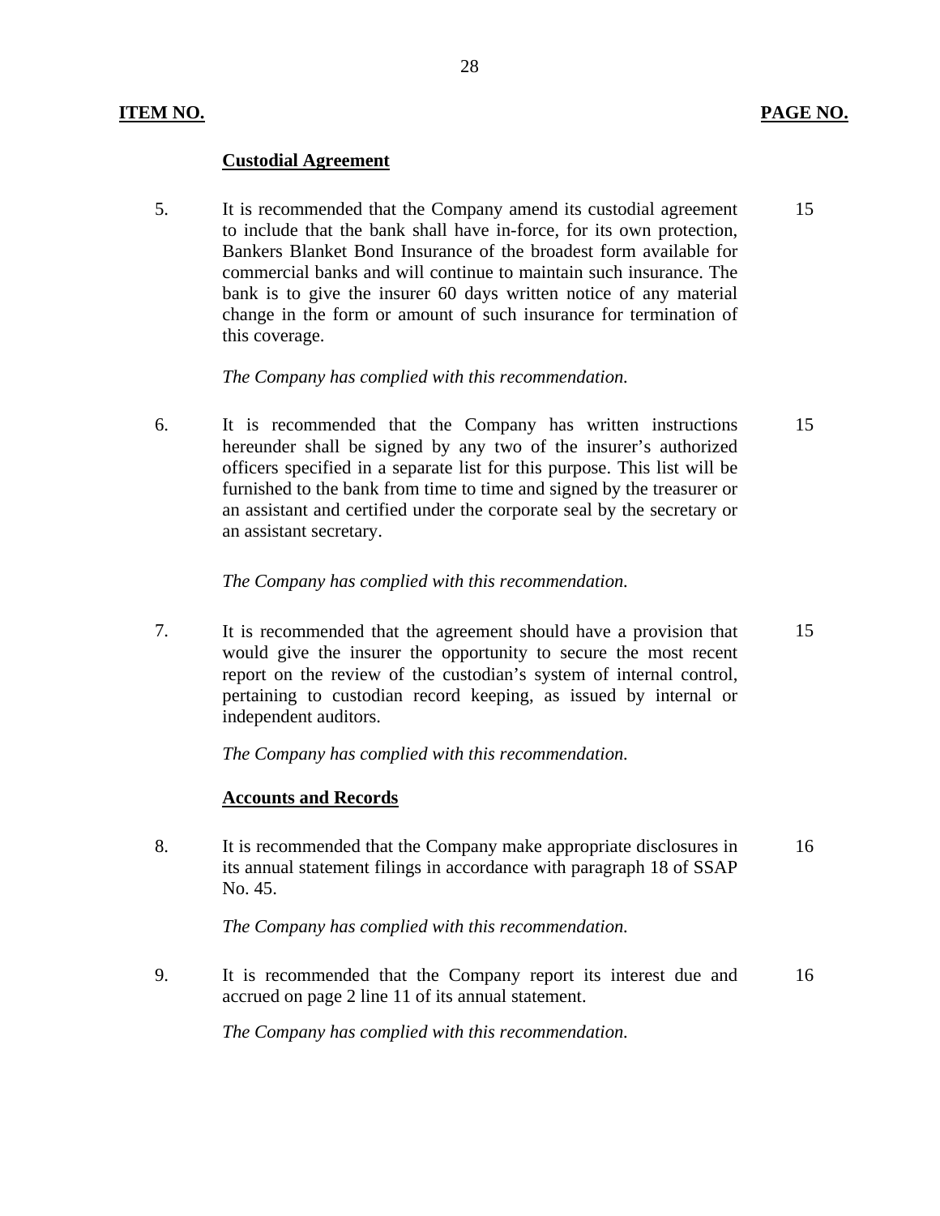| ITEM NO. | | PAGE NO. |
|---|---|---|
| | **Custodial Agreement** | |
| 5. | It is recommended that the Company amend its custodial agreement to include that the bank shall have in-force, for its own protection, Bankers Blanket Bond Insurance of the broadest form available for commercial banks and will continue to maintain such insurance. The bank is to give the insurer 60 days written notice of any material change in the form or amount of such insurance for termination of this coverage.<br><br>*The Company has complied with this recommendation.* | 15 |
| 6. | It is recommended that the Company has written instructions hereunder shall be signed by any two of the insurer's authorized officers specified in a separate list for this purpose. This list will be furnished to the bank from time to time and signed by the treasurer or an assistant and certified under the corporate seal by the secretary or an assistant secretary.<br><br>*The Company has complied with this recommendation.* | 15 |
| 7. | It is recommended that the agreement should have a provision that would give the insurer the opportunity to secure the most recent report on the review of the custodian's system of internal control, pertaining to custodian record keeping, as issued by internal or independent auditors.<br><br>*The Company has complied with this recommendation.* | 15 |
| | **Accounts and Records** | |
| 8. | It is recommended that the Company make appropriate disclosures in its annual statement filings in accordance with paragraph 18 of SSAP No. 45.<br><br>*The Company has complied with this recommendation.* | 16 |
| 9. | It is recommended that the Company report its interest due and accrued on page 2 line 11 of its annual statement.<br><br>*The Company has complied with this recommendation.* | 16 |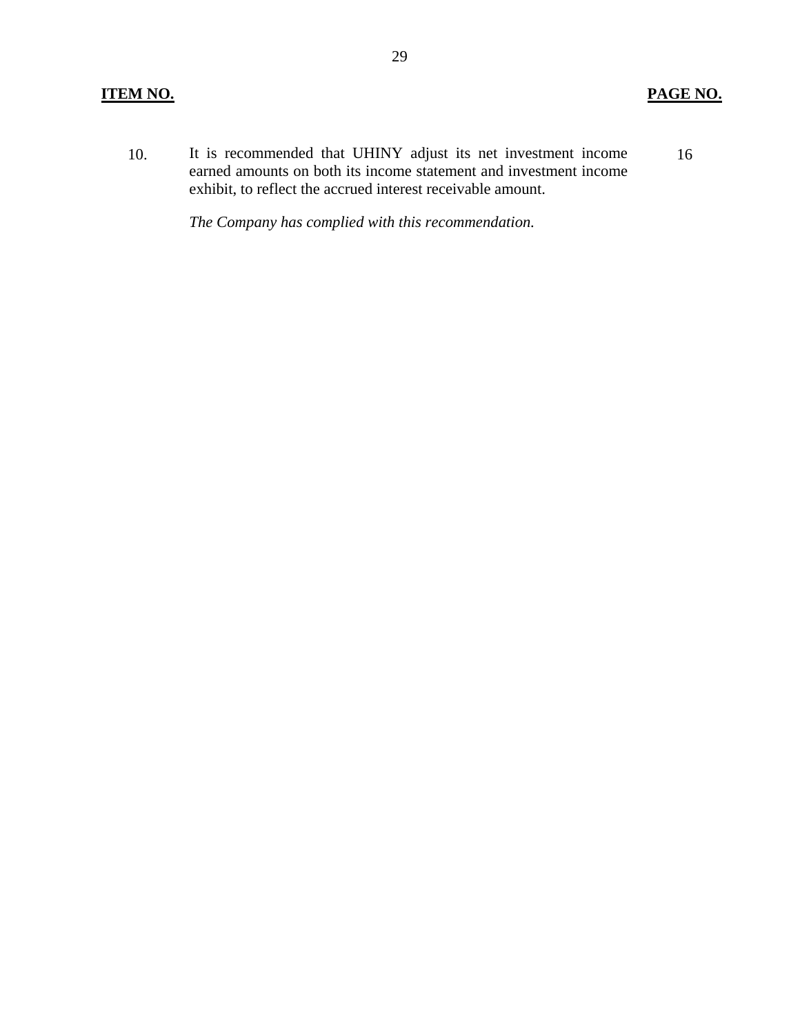| ITEM NO. | | PAGE NO. |
|---|---|---|
| 10. | It is recommended that UHINY adjust its net investment income earned amounts on both its income statement and investment income exhibit, to reflect the accrued interest receivable amount.<br><br>*The Company has complied with this recommendation.* | 16 |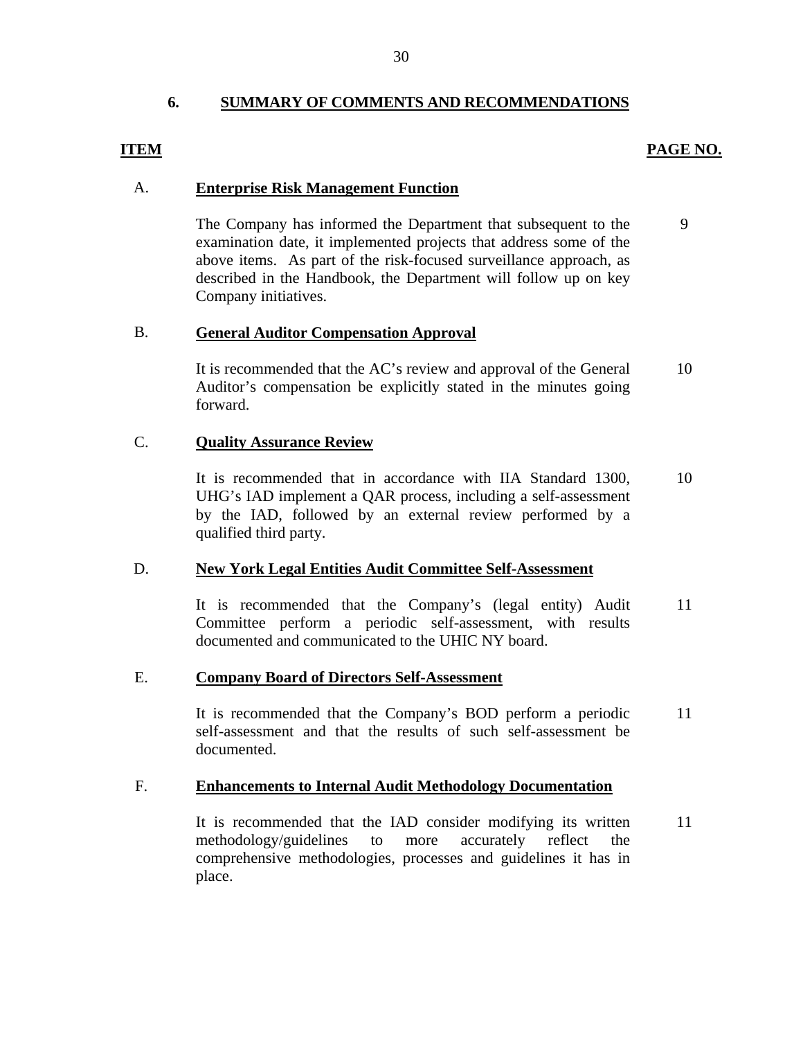## 6. SUMMARY OF COMMENTS AND RECOMMENDATIONS

| ITEM | | PAGE NO. |
|---|---|---|
| A. | **Enterprise Risk Management Function** | |
| | The Company has informed the Department that subsequent to the examination date, it implemented projects that address some of the above items. As part of the risk-focused surveillance approach, as described in the Handbook, the Department will follow up on key Company initiatives. | 9 |
| B. | **General Auditor Compensation Approval** | |
| | It is recommended that the AC's review and approval of the General Auditor's compensation be explicitly stated in the minutes going forward. | 10 |
| C. | **Quality Assurance Review** | |
| | It is recommended that in accordance with IIA Standard 1300, UHG's IAD implement a QAR process, including a self-assessment by the IAD, followed by an external review performed by a qualified third party. | 10 |
| D. | **New York Legal Entities Audit Committee Self-Assessment** | |
| | It is recommended that the Company's (legal entity) Audit Committee perform a periodic self-assessment, with results documented and communicated to the UHIC NY board. | 11 |
| E. | **Company Board of Directors Self-Assessment** | |
| | It is recommended that the Company's BOD perform a periodic self-assessment and that the results of such self-assessment be documented. | 11 |
| F. | **Enhancements to Internal Audit Methodology Documentation** | |
| | It is recommended that the IAD consider modifying its written methodology/guidelines to more accurately reflect the comprehensive methodologies, processes and guidelines it has in place. | 11 |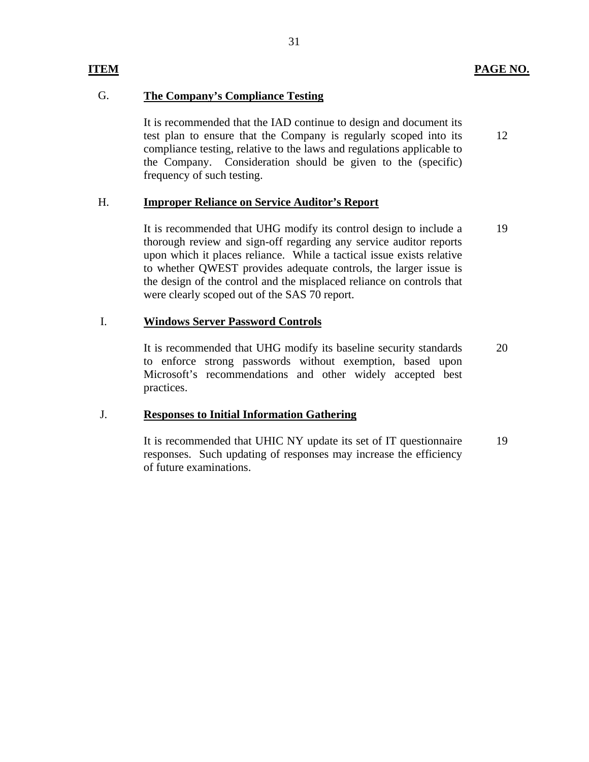| ITEM | | PAGE NO. |
|---|---|---|
| G. | **The Company's Compliance Testing** | |
| | It is recommended that the IAD continue to design and document its test plan to ensure that the Company is regularly scoped into its compliance testing, relative to the laws and regulations applicable to the Company. Consideration should be given to the (specific) frequency of such testing. | 12 |
| H. | **Improper Reliance on Service Auditor's Report** | |
| | It is recommended that UHG modify its control design to include a thorough review and sign-off regarding any service auditor reports upon which it places reliance. While a tactical issue exists relative to whether QWEST provides adequate controls, the larger issue is the design of the control and the misplaced reliance on controls that were clearly scoped out of the SAS 70 report. | 19 |
| I. | **Windows Server Password Controls** | |
| | It is recommended that UHG modify its baseline security standards to enforce strong passwords without exemption, based upon Microsoft's recommendations and other widely accepted best practices. | 20 |
| J. | **Responses to Initial Information Gathering** | |
| | It is recommended that UHIC NY update its set of IT questionnaire responses. Such updating of responses may increase the efficiency of future examinations. | 19 |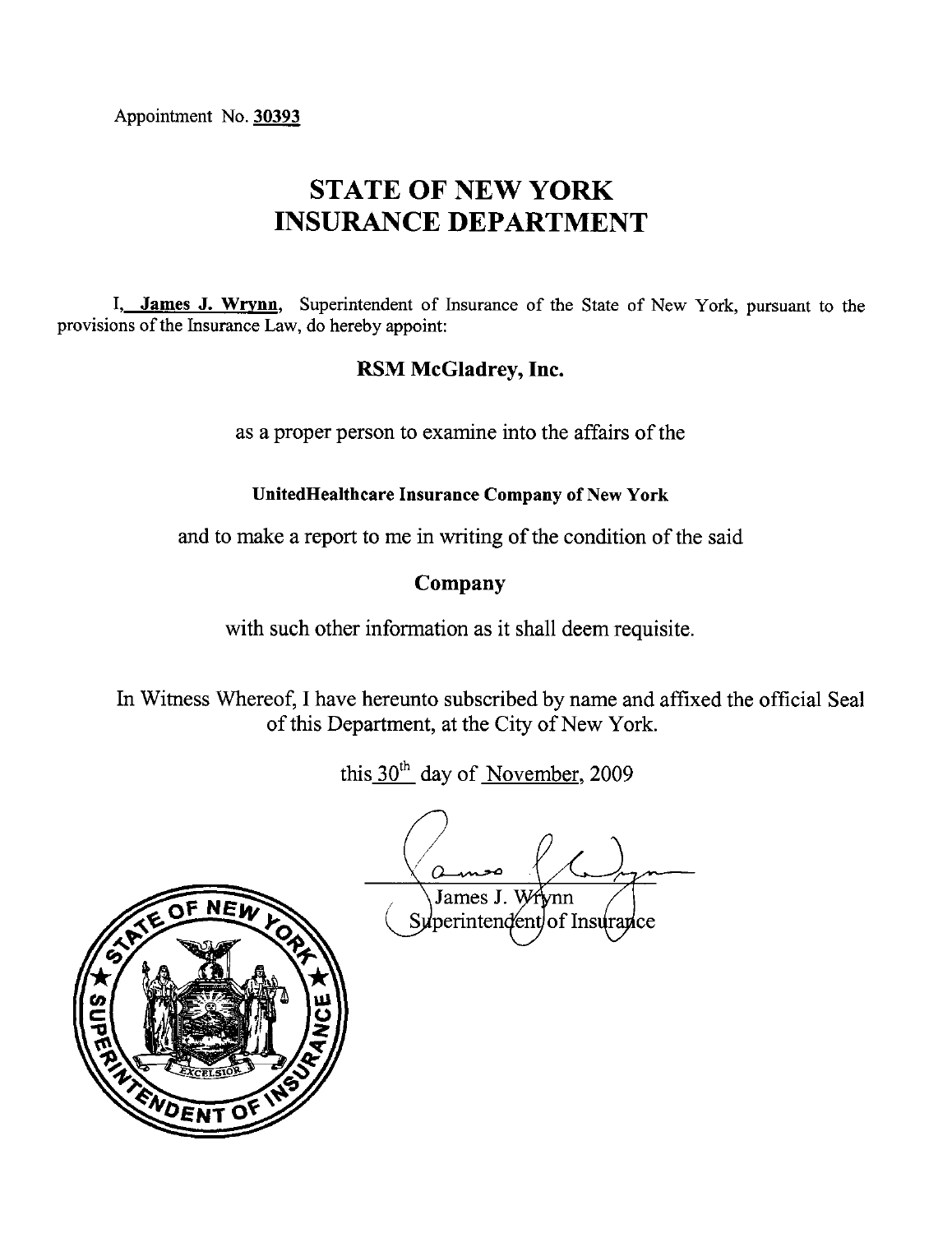Appointment No. 30393

# STATE OF NEW YORK
# INSURANCE DEPARTMENT

I, **James J. Wrynn**, Superintendent of Insurance of the State of New York, pursuant to the provisions of the Insurance Law, do hereby appoint:

**RSM McGladrey, Inc.**

as a proper person to examine into the affairs of the

**UnitedHealthcare Insurance Company of New York**

and to make a report to me in writing of the condition of the said

**Company**

with such other information as it shall deem requisite.

In Witness Whereof, I have hereunto subscribed by name and affixed the official Seal of this Department, at the City of New York.

this 30th day of November, 2009

James J. Wrynn
Superintendent of Insurance

STATE OF NEW YORK
SUPERINTENDENT OF INSURANCE
EXCELSIOR